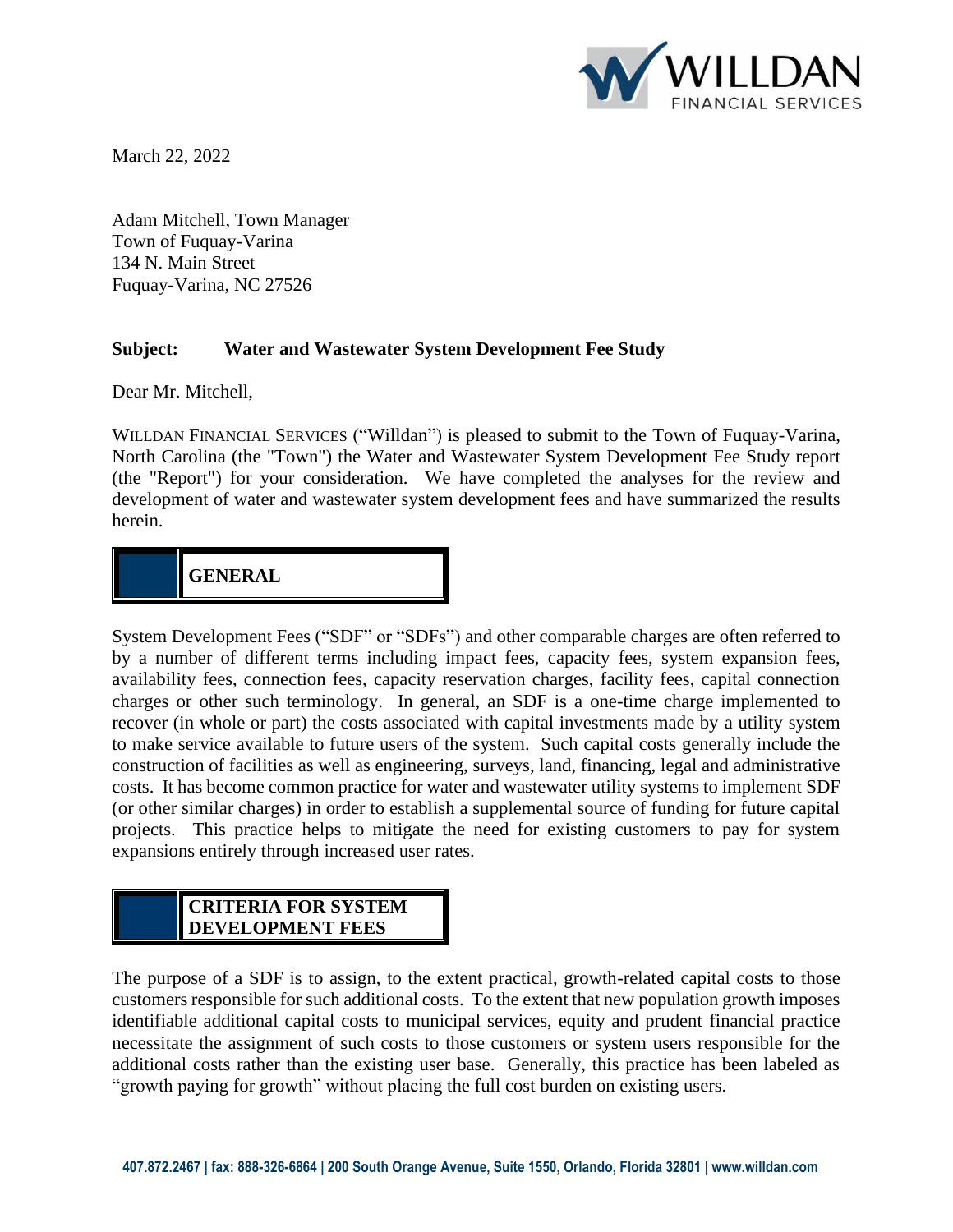March 22, 2022

Adam Mitchell, Town Manager
Town of Fuquay-Varina
134 N. Main Street
Fuquay-Varina, NC 27526

**Subject: Water and Wastewater System Development Fee Study**

Dear Mr. Mitchell,

WILLDAN FINANCIAL SERVICES ("Willdan") is pleased to submit to the Town of Fuquay-Varina, North Carolina (the "Town") the Water and Wastewater System Development Fee Study report (the "Report") for your consideration. We have completed the analyses for the review and development of water and wastewater system development fees and have summarized the results herein.

## GENERAL

System Development Fees ("SDF" or "SDFs") and other comparable charges are often referred to by a number of different terms including impact fees, capacity fees, system expansion fees, availability fees, connection fees, capacity reservation charges, facility fees, capital connection charges or other such terminology. In general, an SDF is a one-time charge implemented to recover (in whole or part) the costs associated with capital investments made by a utility system to make service available to future users of the system. Such capital costs generally include the construction of facilities as well as engineering, surveys, land, financing, legal and administrative costs. It has become common practice for water and wastewater utility systems to implement SDF (or other similar charges) in order to establish a supplemental source of funding for future capital projects. This practice helps to mitigate the need for existing customers to pay for system expansions entirely through increased user rates.

## CRITERIA FOR SYSTEM DEVELOPMENT FEES

The purpose of a SDF is to assign, to the extent practical, growth-related capital costs to those customers responsible for such additional costs. To the extent that new population growth imposes identifiable additional capital costs to municipal services, equity and prudent financial practice necessitate the assignment of such costs to those customers or system users responsible for the additional costs rather than the existing user base. Generally, this practice has been labeled as "growth paying for growth" without placing the full cost burden on existing users.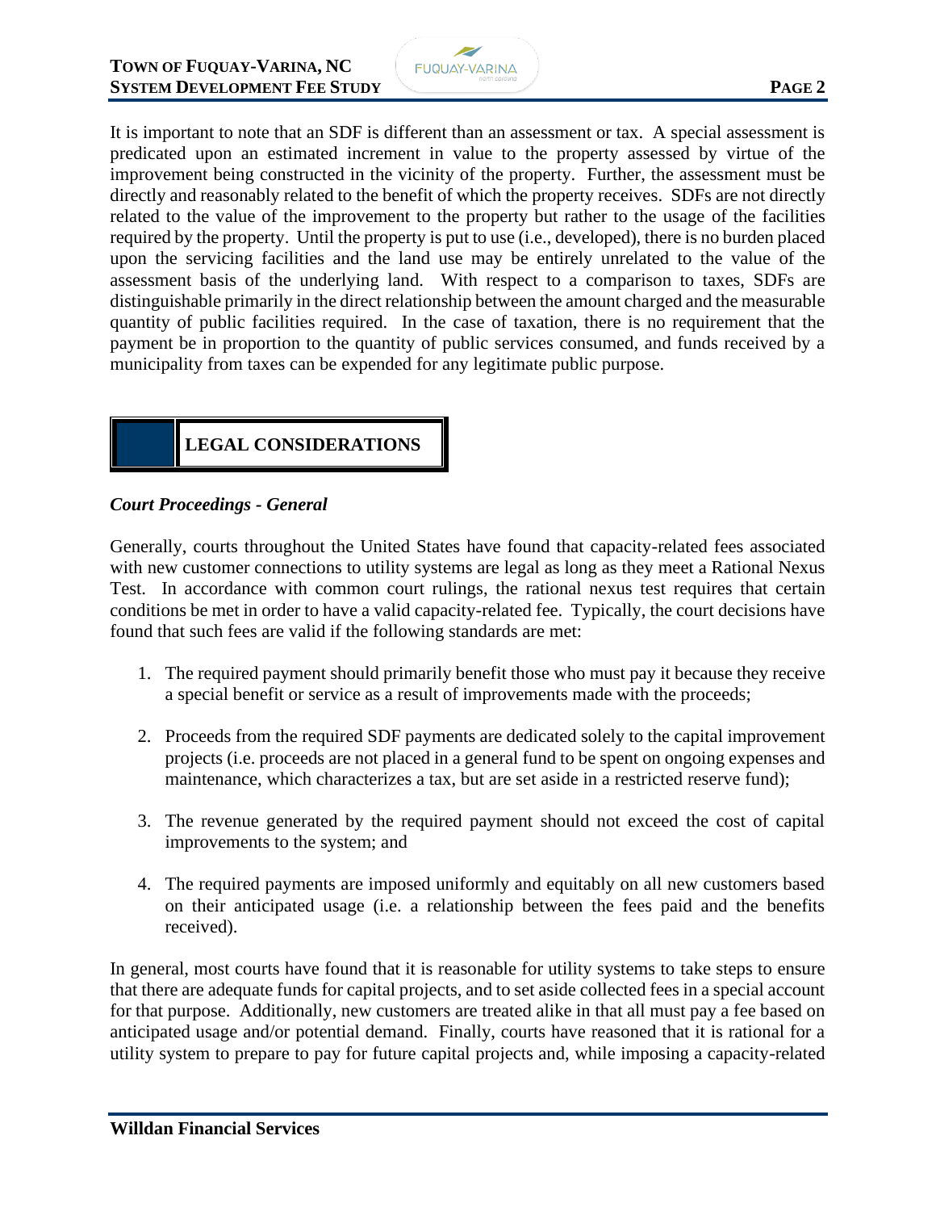It is important to note that an SDF is different than an assessment or tax. A special assessment is predicated upon an estimated increment in value to the property assessed by virtue of the improvement being constructed in the vicinity of the property. Further, the assessment must be directly and reasonably related to the benefit of which the property receives. SDFs are not directly related to the value of the improvement to the property but rather to the usage of the facilities required by the property. Until the property is put to use (i.e., developed), there is no burden placed upon the servicing facilities and the land use may be entirely unrelated to the value of the assessment basis of the underlying land. With respect to a comparison to taxes, SDFs are distinguishable primarily in the direct relationship between the amount charged and the measurable quantity of public facilities required. In the case of taxation, there is no requirement that the payment be in proportion to the quantity of public services consumed, and funds received by a municipality from taxes can be expended for any legitimate public purpose.

## LEGAL CONSIDERATIONS

### *Court Proceedings - General*

Generally, courts throughout the United States have found that capacity-related fees associated with new customer connections to utility systems are legal as long as they meet a Rational Nexus Test. In accordance with common court rulings, the rational nexus test requires that certain conditions be met in order to have a valid capacity-related fee. Typically, the court decisions have found that such fees are valid if the following standards are met:

1. The required payment should primarily benefit those who must pay it because they receive a special benefit or service as a result of improvements made with the proceeds;

2. Proceeds from the required SDF payments are dedicated solely to the capital improvement projects (i.e. proceeds are not placed in a general fund to be spent on ongoing expenses and maintenance, which characterizes a tax, but are set aside in a restricted reserve fund);

3. The revenue generated by the required payment should not exceed the cost of capital improvements to the system; and

4. The required payments are imposed uniformly and equitably on all new customers based on their anticipated usage (i.e. a relationship between the fees paid and the benefits received).

In general, most courts have found that it is reasonable for utility systems to take steps to ensure that there are adequate funds for capital projects, and to set aside collected fees in a special account for that purpose. Additionally, new customers are treated alike in that all must pay a fee based on anticipated usage and/or potential demand. Finally, courts have reasoned that it is rational for a utility system to prepare to pay for future capital projects and, while imposing a capacity-related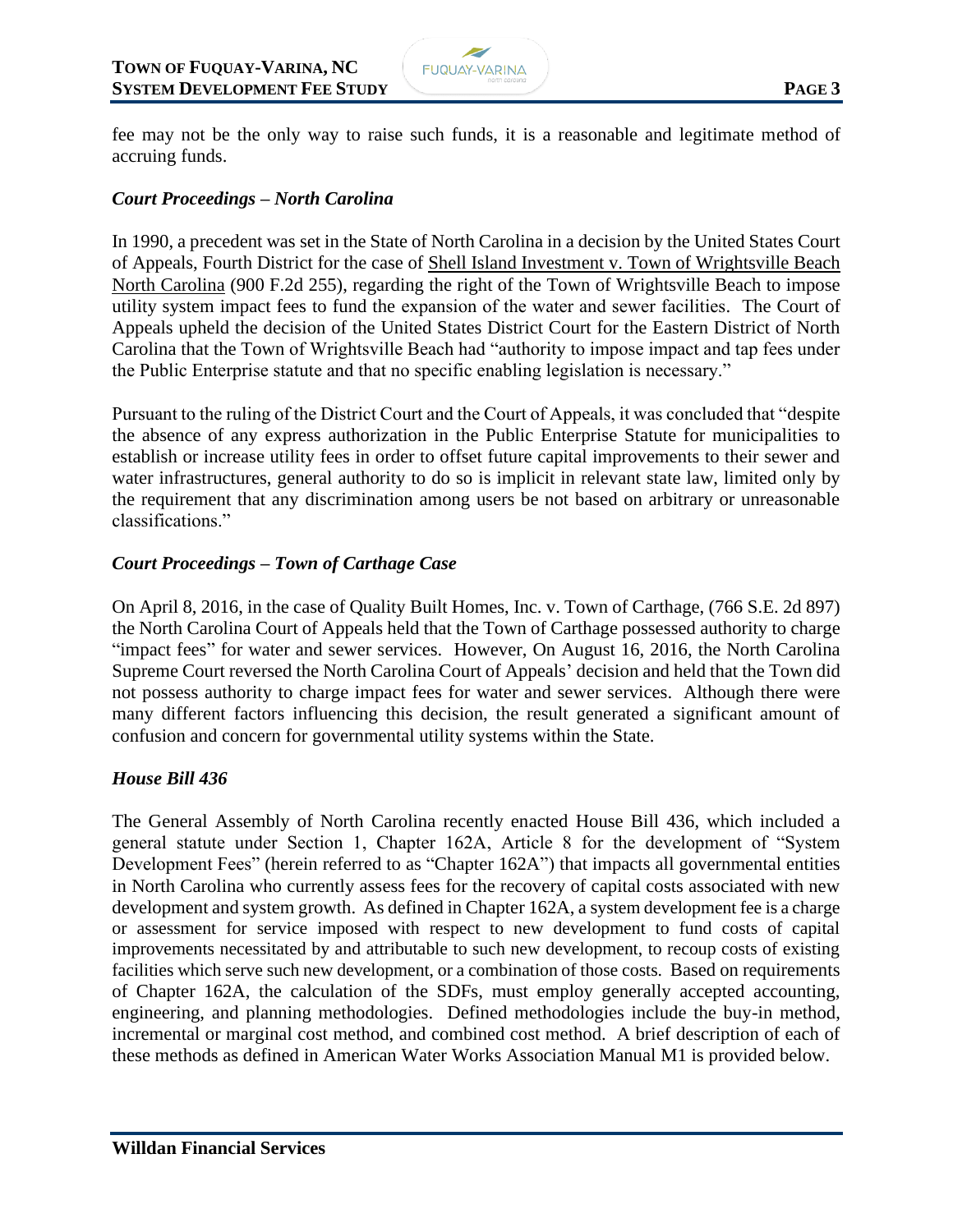fee may not be the only way to raise such funds, it is a reasonable and legitimate method of accruing funds.

### *Court Proceedings – North Carolina*

In 1990, a precedent was set in the State of North Carolina in a decision by the United States Court of Appeals, Fourth District for the case of Shell Island Investment v. Town of Wrightsville Beach North Carolina (900 F.2d 255), regarding the right of the Town of Wrightsville Beach to impose utility system impact fees to fund the expansion of the water and sewer facilities. The Court of Appeals upheld the decision of the United States District Court for the Eastern District of North Carolina that the Town of Wrightsville Beach had "authority to impose impact and tap fees under the Public Enterprise statute and that no specific enabling legislation is necessary."

Pursuant to the ruling of the District Court and the Court of Appeals, it was concluded that "despite the absence of any express authorization in the Public Enterprise Statute for municipalities to establish or increase utility fees in order to offset future capital improvements to their sewer and water infrastructures, general authority to do so is implicit in relevant state law, limited only by the requirement that any discrimination among users be not based on arbitrary or unreasonable classifications."

### *Court Proceedings – Town of Carthage Case*

On April 8, 2016, in the case of Quality Built Homes, Inc. v. Town of Carthage, (766 S.E. 2d 897) the North Carolina Court of Appeals held that the Town of Carthage possessed authority to charge "impact fees" for water and sewer services. However, On August 16, 2016, the North Carolina Supreme Court reversed the North Carolina Court of Appeals' decision and held that the Town did not possess authority to charge impact fees for water and sewer services. Although there were many different factors influencing this decision, the result generated a significant amount of confusion and concern for governmental utility systems within the State.

### *House Bill 436*

The General Assembly of North Carolina recently enacted House Bill 436, which included a general statute under Section 1, Chapter 162A, Article 8 for the development of "System Development Fees" (herein referred to as "Chapter 162A") that impacts all governmental entities in North Carolina who currently assess fees for the recovery of capital costs associated with new development and system growth. As defined in Chapter 162A, a system development fee is a charge or assessment for service imposed with respect to new development to fund costs of capital improvements necessitated by and attributable to such new development, to recoup costs of existing facilities which serve such new development, or a combination of those costs. Based on requirements of Chapter 162A, the calculation of the SDFs, must employ generally accepted accounting, engineering, and planning methodologies. Defined methodologies include the buy-in method, incremental or marginal cost method, and combined cost method. A brief description of each of these methods as defined in American Water Works Association Manual M1 is provided below.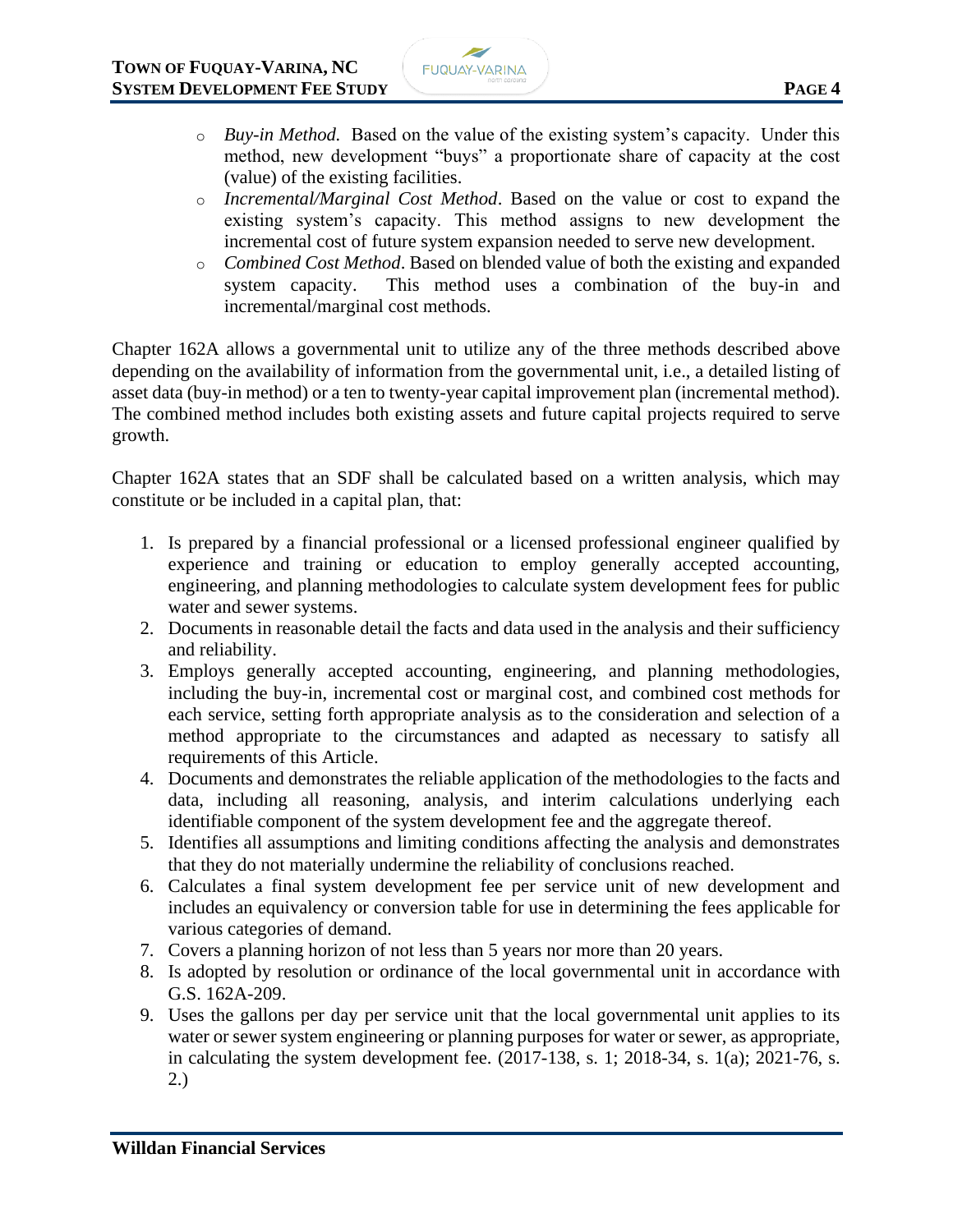- *Buy-in Method.* Based on the value of the existing system's capacity. Under this method, new development "buys" a proportionate share of capacity at the cost (value) of the existing facilities.
- *Incremental/Marginal Cost Method*. Based on the value or cost to expand the existing system's capacity. This method assigns to new development the incremental cost of future system expansion needed to serve new development.
- *Combined Cost Method*. Based on blended value of both the existing and expanded system capacity. This method uses a combination of the buy-in and incremental/marginal cost methods.

Chapter 162A allows a governmental unit to utilize any of the three methods described above depending on the availability of information from the governmental unit, i.e., a detailed listing of asset data (buy-in method) or a ten to twenty-year capital improvement plan (incremental method). The combined method includes both existing assets and future capital projects required to serve growth.

Chapter 162A states that an SDF shall be calculated based on a written analysis, which may constitute or be included in a capital plan, that:

1. Is prepared by a financial professional or a licensed professional engineer qualified by experience and training or education to employ generally accepted accounting, engineering, and planning methodologies to calculate system development fees for public water and sewer systems.
2. Documents in reasonable detail the facts and data used in the analysis and their sufficiency and reliability.
3. Employs generally accepted accounting, engineering, and planning methodologies, including the buy-in, incremental cost or marginal cost, and combined cost methods for each service, setting forth appropriate analysis as to the consideration and selection of a method appropriate to the circumstances and adapted as necessary to satisfy all requirements of this Article.
4. Documents and demonstrates the reliable application of the methodologies to the facts and data, including all reasoning, analysis, and interim calculations underlying each identifiable component of the system development fee and the aggregate thereof.
5. Identifies all assumptions and limiting conditions affecting the analysis and demonstrates that they do not materially undermine the reliability of conclusions reached.
6. Calculates a final system development fee per service unit of new development and includes an equivalency or conversion table for use in determining the fees applicable for various categories of demand.
7. Covers a planning horizon of not less than 5 years nor more than 20 years.
8. Is adopted by resolution or ordinance of the local governmental unit in accordance with G.S. 162A-209.
9. Uses the gallons per day per service unit that the local governmental unit applies to its water or sewer system engineering or planning purposes for water or sewer, as appropriate, in calculating the system development fee. (2017-138, s. 1; 2018-34, s. 1(a); 2021-76, s. 2.)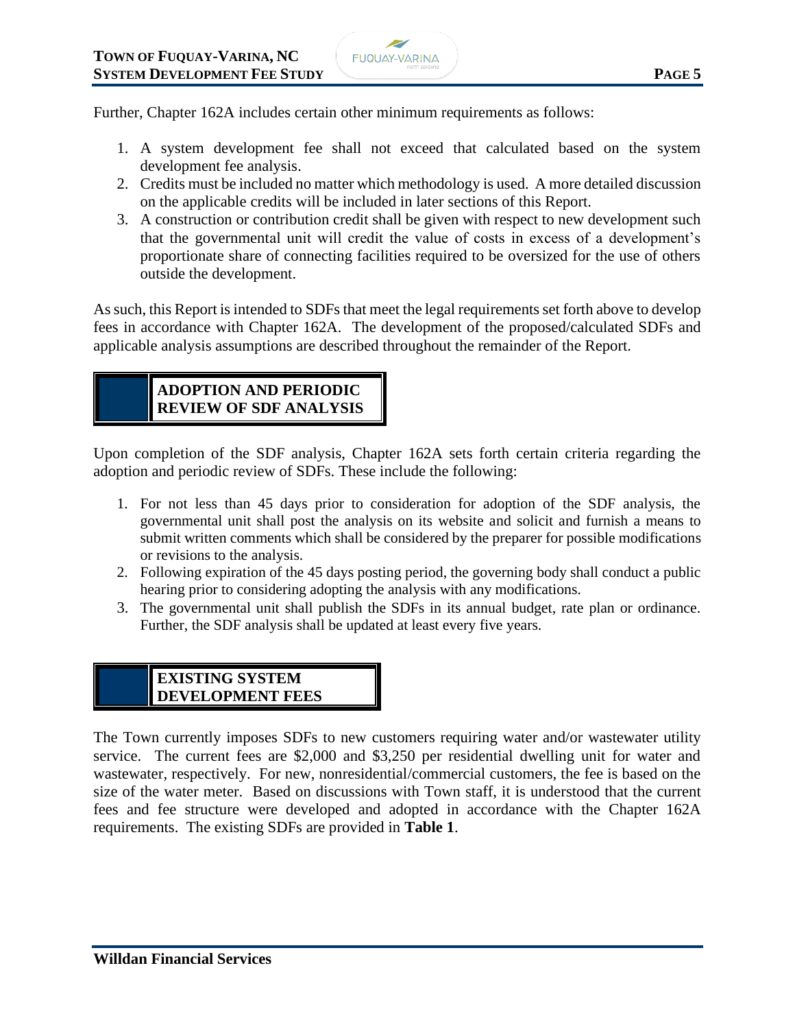Further, Chapter 162A includes certain other minimum requirements as follows:

1. A system development fee shall not exceed that calculated based on the system development fee analysis.
2. Credits must be included no matter which methodology is used. A more detailed discussion on the applicable credits will be included in later sections of this Report.
3. A construction or contribution credit shall be given with respect to new development such that the governmental unit will credit the value of costs in excess of a development's proportionate share of connecting facilities required to be oversized for the use of others outside the development.

As such, this Report is intended to SDFs that meet the legal requirements set forth above to develop fees in accordance with Chapter 162A. The development of the proposed/calculated SDFs and applicable analysis assumptions are described throughout the remainder of the Report.

## ADOPTION AND PERIODIC REVIEW OF SDF ANALYSIS

Upon completion of the SDF analysis, Chapter 162A sets forth certain criteria regarding the adoption and periodic review of SDFs. These include the following:

1. For not less than 45 days prior to consideration for adoption of the SDF analysis, the governmental unit shall post the analysis on its website and solicit and furnish a means to submit written comments which shall be considered by the preparer for possible modifications or revisions to the analysis.
2. Following expiration of the 45 days posting period, the governing body shall conduct a public hearing prior to considering adopting the analysis with any modifications.
3. The governmental unit shall publish the SDFs in its annual budget, rate plan or ordinance. Further, the SDF analysis shall be updated at least every five years.

## EXISTING SYSTEM DEVELOPMENT FEES

The Town currently imposes SDFs to new customers requiring water and/or wastewater utility service. The current fees are $2,000 and $3,250 per residential dwelling unit for water and wastewater, respectively. For new, nonresidential/commercial customers, the fee is based on the size of the water meter. Based on discussions with Town staff, it is understood that the current fees and fee structure were developed and adopted in accordance with the Chapter 162A requirements. The existing SDFs are provided in **Table 1**.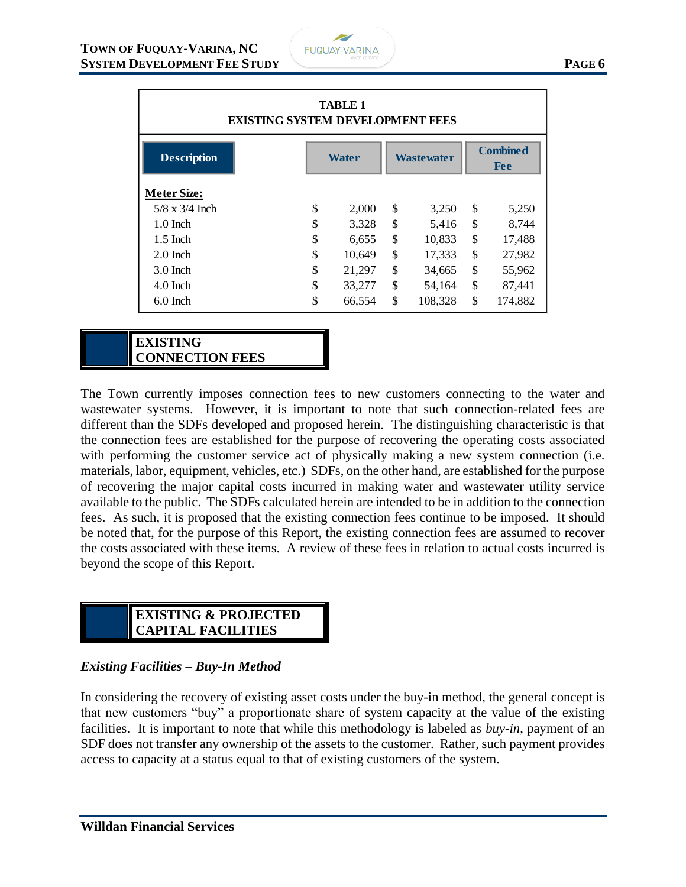**TABLE 1**
**EXISTING SYSTEM DEVELOPMENT FEES**

| Description | Water | Wastewater | Combined Fee |
|---|---|---|---|
| **Meter Size:** | | | |
| 5/8 x 3/4 Inch | $ 2,000 | $ 3,250 | $ 5,250 |
| 1.0 Inch | $ 3,328 | $ 5,416 | $ 8,744 |
| 1.5 Inch | $ 6,655 | $ 10,833 | $ 17,488 |
| 2.0 Inch | $ 10,649 | $ 17,333 | $ 27,982 |
| 3.0 Inch | $ 21,297 | $ 34,665 | $ 55,962 |
| 4.0 Inch | $ 33,277 | $ 54,164 | $ 87,441 |
| 6.0 Inch | $ 66,554 | $ 108,328 | $ 174,882 |

## EXISTING CONNECTION FEES

The Town currently imposes connection fees to new customers connecting to the water and wastewater systems. However, it is important to note that such connection-related fees are different than the SDFs developed and proposed herein. The distinguishing characteristic is that the connection fees are established for the purpose of recovering the operating costs associated with performing the customer service act of physically making a new system connection (i.e. materials, labor, equipment, vehicles, etc.) SDFs, on the other hand, are established for the purpose of recovering the major capital costs incurred in making water and wastewater utility service available to the public. The SDFs calculated herein are intended to be in addition to the connection fees. As such, it is proposed that the existing connection fees continue to be imposed. It should be noted that, for the purpose of this Report, the existing connection fees are assumed to recover the costs associated with these items. A review of these fees in relation to actual costs incurred is beyond the scope of this Report.

## EXISTING & PROJECTED CAPITAL FACILITIES

### *Existing Facilities – Buy-In Method*

In considering the recovery of existing asset costs under the buy-in method, the general concept is that new customers "buy" a proportionate share of system capacity at the value of the existing facilities. It is important to note that while this methodology is labeled as *buy-in*, payment of an SDF does not transfer any ownership of the assets to the customer. Rather, such payment provides access to capacity at a status equal to that of existing customers of the system.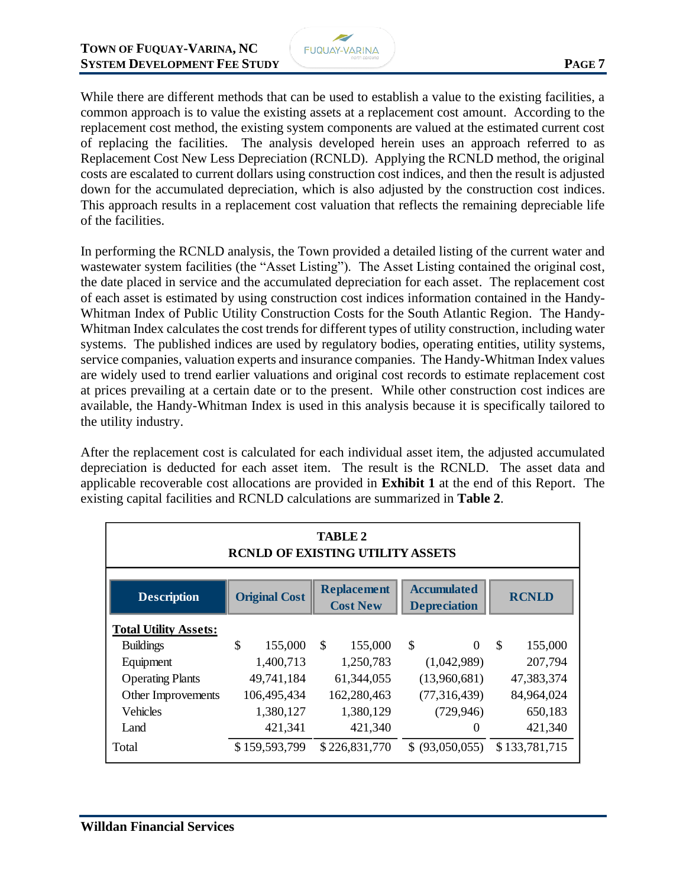While there are different methods that can be used to establish a value to the existing facilities, a common approach is to value the existing assets at a replacement cost amount. According to the replacement cost method, the existing system components are valued at the estimated current cost of replacing the facilities. The analysis developed herein uses an approach referred to as Replacement Cost New Less Depreciation (RCNLD). Applying the RCNLD method, the original costs are escalated to current dollars using construction cost indices, and then the result is adjusted down for the accumulated depreciation, which is also adjusted by the construction cost indices. This approach results in a replacement cost valuation that reflects the remaining depreciable life of the facilities.

In performing the RCNLD analysis, the Town provided a detailed listing of the current water and wastewater system facilities (the "Asset Listing"). The Asset Listing contained the original cost, the date placed in service and the accumulated depreciation for each asset. The replacement cost of each asset is estimated by using construction cost indices information contained in the Handy-Whitman Index of Public Utility Construction Costs for the South Atlantic Region. The Handy-Whitman Index calculates the cost trends for different types of utility construction, including water systems. The published indices are used by regulatory bodies, operating entities, utility systems, service companies, valuation experts and insurance companies. The Handy-Whitman Index values are widely used to trend earlier valuations and original cost records to estimate replacement cost at prices prevailing at a certain date or to the present. While other construction cost indices are available, the Handy-Whitman Index is used in this analysis because it is specifically tailored to the utility industry.

After the replacement cost is calculated for each individual asset item, the adjusted accumulated depreciation is deducted for each asset item. The result is the RCNLD. The asset data and applicable recoverable cost allocations are provided in **Exhibit 1** at the end of this Report. The existing capital facilities and RCNLD calculations are summarized in **Table 2**.

**TABLE 2**
**RCNLD OF EXISTING UTILITY ASSETS**

| Description | Original Cost | Replacement Cost New | Accumulated Depreciation | RCNLD |
|---|---|---|---|---|
| **Total Utility Assets:** | | | | |
| Buildings | $ 155,000 | $ 155,000 | $ 0 | $ 155,000 |
| Equipment | 1,400,713 | 1,250,783 | (1,042,989) | 207,794 |
| Operating Plants | 49,741,184 | 61,344,055 | (13,960,681) | 47,383,374 |
| Other Improvements | 106,495,434 | 162,280,463 | (77,316,439) | 84,964,024 |
| Vehicles | 1,380,127 | 1,380,129 | (729,946) | 650,183 |
| Land | 421,341 | 421,340 | 0 | 421,340 |
| Total | $ 159,593,799 | $ 226,831,770 | $ (93,050,055) | $ 133,781,715 |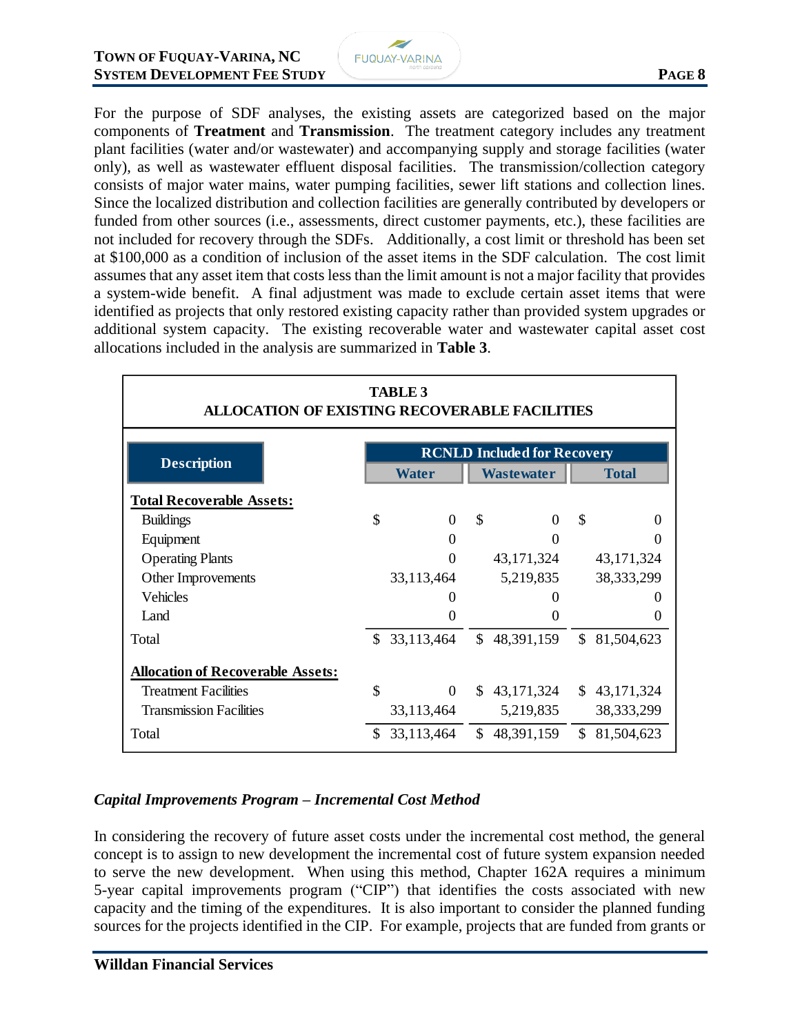For the purpose of SDF analyses, the existing assets are categorized based on the major components of **Treatment** and **Transmission**. The treatment category includes any treatment plant facilities (water and/or wastewater) and accompanying supply and storage facilities (water only), as well as wastewater effluent disposal facilities. The transmission/collection category consists of major water mains, water pumping facilities, sewer lift stations and collection lines. Since the localized distribution and collection facilities are generally contributed by developers or funded from other sources (i.e., assessments, direct customer payments, etc.), these facilities are not included for recovery through the SDFs. Additionally, a cost limit or threshold has been set at $100,000 as a condition of inclusion of the asset items in the SDF calculation. The cost limit assumes that any asset item that costs less than the limit amount is not a major facility that provides a system-wide benefit. A final adjustment was made to exclude certain asset items that were identified as projects that only restored existing capacity rather than provided system upgrades or additional system capacity. The existing recoverable water and wastewater capital asset cost allocations included in the analysis are summarized in **Table 3**.

**TABLE 3**
**ALLOCATION OF EXISTING RECOVERABLE FACILITIES**

| Description | RCNLD Included for Recovery | | |
|---|---|---|---|
| | Water | Wastewater | Total |
| **Total Recoverable Assets:** | | | |
| Buildings | $ 0 | $ 0 | $ 0 |
| Equipment | 0 | 0 | 0 |
| Operating Plants | 0 | 43,171,324 | 43,171,324 |
| Other Improvements | 33,113,464 | 5,219,835 | 38,333,299 |
| Vehicles | 0 | 0 | 0 |
| Land | 0 | 0 | 0 |
| Total | $ 33,113,464 | $ 48,391,159 | $ 81,504,623 |
| **Allocation of Recoverable Assets:** | | | |
| Treatment Facilities | $ 0 | $ 43,171,324 | $ 43,171,324 |
| Transmission Facilities | 33,113,464 | 5,219,835 | 38,333,299 |
| Total | $ 33,113,464 | $ 48,391,159 | $ 81,504,623 |

### *Capital Improvements Program – Incremental Cost Method*

In considering the recovery of future asset costs under the incremental cost method, the general concept is to assign to new development the incremental cost of future system expansion needed to serve the new development. When using this method, Chapter 162A requires a minimum 5-year capital improvements program ("CIP") that identifies the costs associated with new capacity and the timing of the expenditures. It is also important to consider the planned funding sources for the projects identified in the CIP. For example, projects that are funded from grants or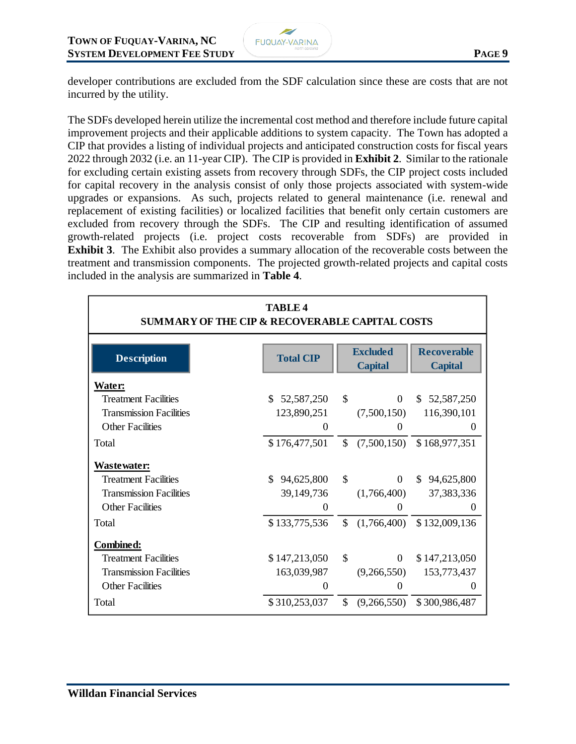developer contributions are excluded from the SDF calculation since these are costs that are not incurred by the utility.

The SDFs developed herein utilize the incremental cost method and therefore include future capital improvement projects and their applicable additions to system capacity. The Town has adopted a CIP that provides a listing of individual projects and anticipated construction costs for fiscal years 2022 through 2032 (i.e. an 11-year CIP). The CIP is provided in **Exhibit 2**. Similar to the rationale for excluding certain existing assets from recovery through SDFs, the CIP project costs included for capital recovery in the analysis consist of only those projects associated with system-wide upgrades or expansions. As such, projects related to general maintenance (i.e. renewal and replacement of existing facilities) or localized facilities that benefit only certain customers are excluded from recovery through the SDFs. The CIP and resulting identification of assumed growth-related projects (i.e. project costs recoverable from SDFs) are provided in **Exhibit 3**. The Exhibit also provides a summary allocation of the recoverable costs between the treatment and transmission components. The projected growth-related projects and capital costs included in the analysis are summarized in **Table 4**.

**TABLE 4**
**SUMMARY OF THE CIP & RECOVERABLE CAPITAL COSTS**

| Description | Total CIP | Excluded Capital | Recoverable Capital |
|---|---|---|---|
| **Water:** | | | |
| Treatment Facilities | $ 52,587,250 | $ 0 | $ 52,587,250 |
| Transmission Facilities | 123,890,251 | (7,500,150) | 116,390,101 |
| Other Facilities | 0 | 0 | 0 |
| Total | $ 176,477,501 | $ (7,500,150) | $ 168,977,351 |
| **Wastewater:** | | | |
| Treatment Facilities | $ 94,625,800 | $ 0 | $ 94,625,800 |
| Transmission Facilities | 39,149,736 | (1,766,400) | 37,383,336 |
| Other Facilities | 0 | 0 | 0 |
| Total | $ 133,775,536 | $ (1,766,400) | $ 132,009,136 |
| **Combined:** | | | |
| Treatment Facilities | $ 147,213,050 | $ 0 | $ 147,213,050 |
| Transmission Facilities | 163,039,987 | (9,266,550) | 153,773,437 |
| Other Facilities | 0 | 0 | 0 |
| Total | $ 310,253,037 | $ (9,266,550) | $ 300,986,487 |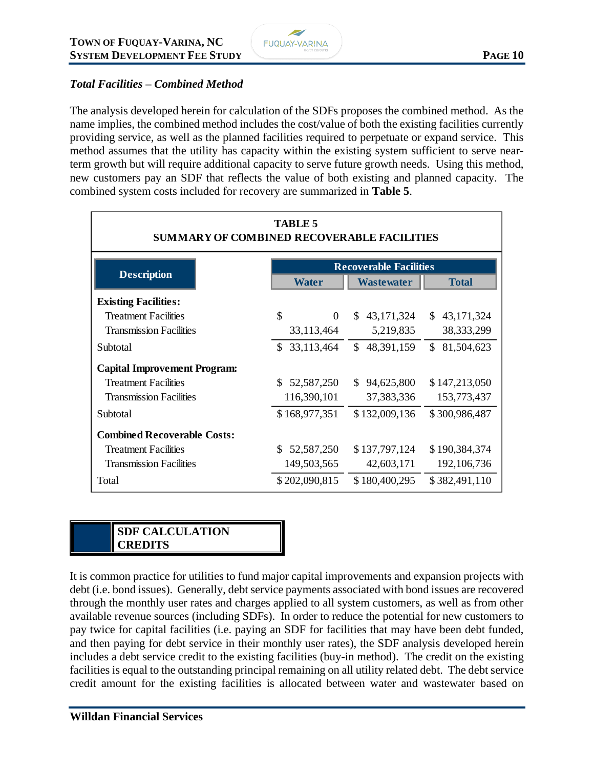### *Total Facilities – Combined Method*

The analysis developed herein for calculation of the SDFs proposes the combined method. As the name implies, the combined method includes the cost/value of both the existing facilities currently providing service, as well as the planned facilities required to perpetuate or expand service. This method assumes that the utility has capacity within the existing system sufficient to serve near-term growth but will require additional capacity to serve future growth needs. Using this method, new customers pay an SDF that reflects the value of both existing and planned capacity. The combined system costs included for recovery are summarized in **Table 5**.

**TABLE 5**
**SUMMARY OF COMBINED RECOVERABLE FACILITIES**

| Description | Recoverable Facilities | | |
|---|---|---|---|
| | Water | Wastewater | Total |
| **Existing Facilities:** | | | |
| Treatment Facilities | $ 0 | $ 43,171,324 | $ 43,171,324 |
| Transmission Facilities | 33,113,464 | 5,219,835 | 38,333,299 |
| Subtotal | $ 33,113,464 | $ 48,391,159 | $ 81,504,623 |
| **Capital Improvement Program:** | | | |
| Treatment Facilities | $ 52,587,250 | $ 94,625,800 | $ 147,213,050 |
| Transmission Facilities | 116,390,101 | 37,383,336 | 153,773,437 |
| Subtotal | $ 168,977,351 | $ 132,009,136 | $ 300,986,487 |
| **Combined Recoverable Costs:** | | | |
| Treatment Facilities | $ 52,587,250 | $ 137,797,124 | $ 190,384,374 |
| Transmission Facilities | 149,503,565 | 42,603,171 | 192,106,736 |
| Total | $ 202,090,815 | $ 180,400,295 | $ 382,491,110 |

## SDF CALCULATION CREDITS

It is common practice for utilities to fund major capital improvements and expansion projects with debt (i.e. bond issues). Generally, debt service payments associated with bond issues are recovered through the monthly user rates and charges applied to all system customers, as well as from other available revenue sources (including SDFs). In order to reduce the potential for new customers to pay twice for capital facilities (i.e. paying an SDF for facilities that may have been debt funded, and then paying for debt service in their monthly user rates), the SDF analysis developed herein includes a debt service credit to the existing facilities (buy-in method). The credit on the existing facilities is equal to the outstanding principal remaining on all utility related debt. The debt service credit amount for the existing facilities is allocated between water and wastewater based on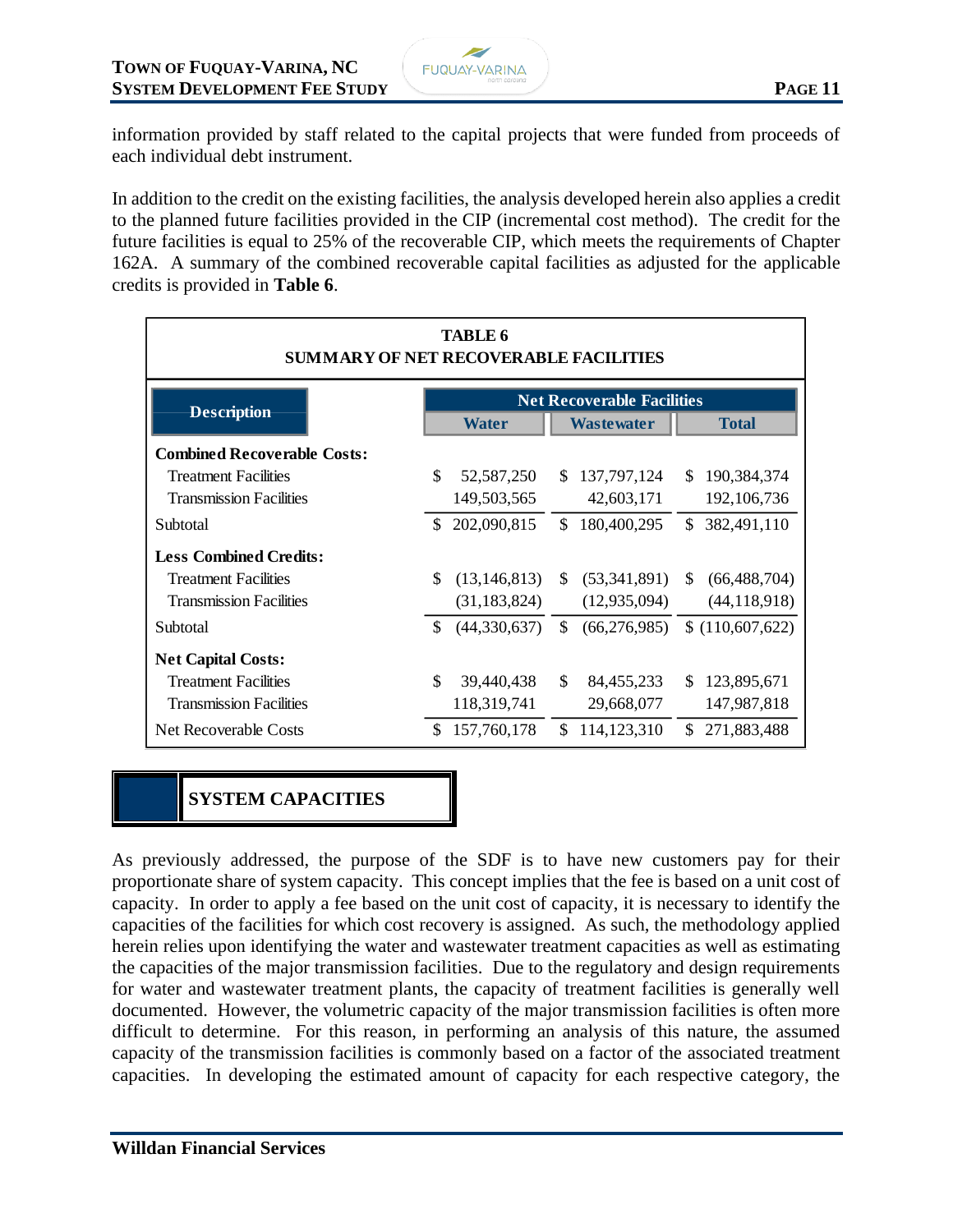information provided by staff related to the capital projects that were funded from proceeds of each individual debt instrument.

In addition to the credit on the existing facilities, the analysis developed herein also applies a credit to the planned future facilities provided in the CIP (incremental cost method). The credit for the future facilities is equal to 25% of the recoverable CIP, which meets the requirements of Chapter 162A. A summary of the combined recoverable capital facilities as adjusted for the applicable credits is provided in **Table 6**.

**TABLE 6**
**SUMMARY OF NET RECOVERABLE FACILITIES**

| Description | Net Recoverable Facilities | | |
|---|---|---|---|
| | Water | Wastewater | Total |
| **Combined Recoverable Costs:** | | | |
| Treatment Facilities | $ 52,587,250 | $ 137,797,124 | $ 190,384,374 |
| Transmission Facilities | 149,503,565 | 42,603,171 | 192,106,736 |
| Subtotal | $ 202,090,815 | $ 180,400,295 | $ 382,491,110 |
| **Less Combined Credits:** | | | |
| Treatment Facilities | $ (13,146,813) | $ (53,341,891) | $ (66,488,704) |
| Transmission Facilities | (31,183,824) | (12,935,094) | (44,118,918) |
| Subtotal | $ (44,330,637) | $ (66,276,985) | $ (110,607,622) |
| **Net Capital Costs:** | | | |
| Treatment Facilities | $ 39,440,438 | $ 84,455,233 | $ 123,895,671 |
| Transmission Facilities | 118,319,741 | 29,668,077 | 147,987,818 |
| Net Recoverable Costs | $ 157,760,178 | $ 114,123,310 | $ 271,883,488 |

## SYSTEM CAPACITIES

As previously addressed, the purpose of the SDF is to have new customers pay for their proportionate share of system capacity. This concept implies that the fee is based on a unit cost of capacity. In order to apply a fee based on the unit cost of capacity, it is necessary to identify the capacities of the facilities for which cost recovery is assigned. As such, the methodology applied herein relies upon identifying the water and wastewater treatment capacities as well as estimating the capacities of the major transmission facilities. Due to the regulatory and design requirements for water and wastewater treatment plants, the capacity of treatment facilities is generally well documented. However, the volumetric capacity of the major transmission facilities is often more difficult to determine. For this reason, in performing an analysis of this nature, the assumed capacity of the transmission facilities is commonly based on a factor of the associated treatment capacities. In developing the estimated amount of capacity for each respective category, the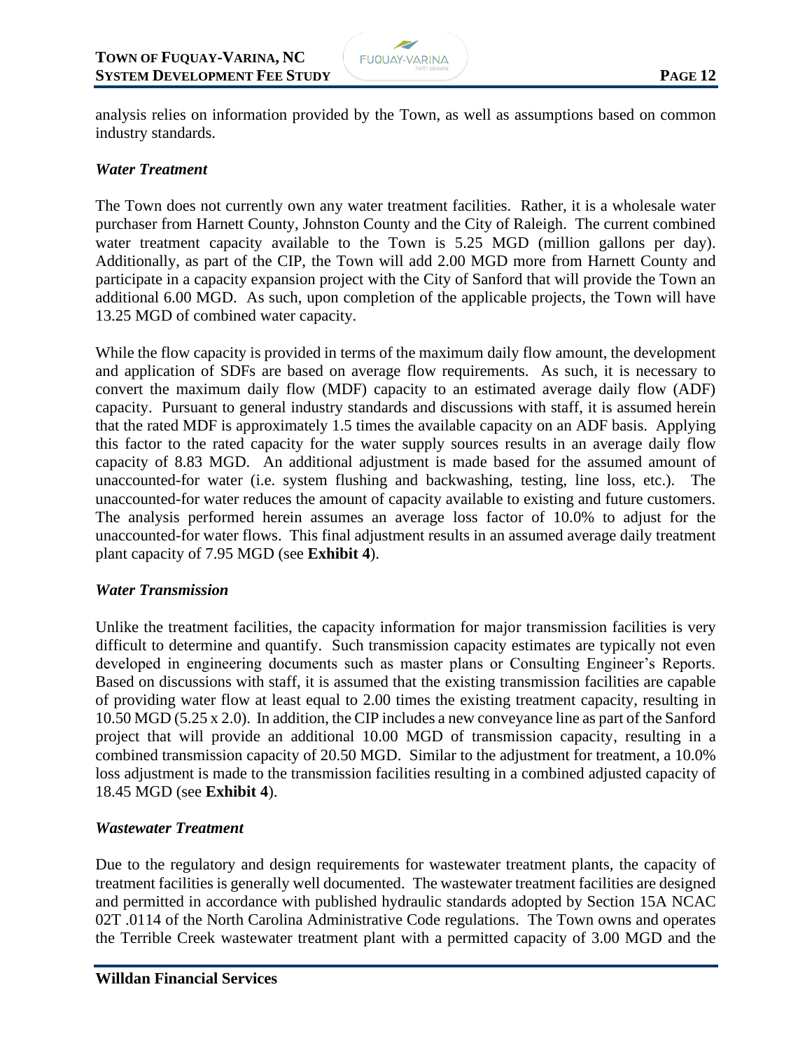analysis relies on information provided by the Town, as well as assumptions based on common industry standards.

### *Water Treatment*

The Town does not currently own any water treatment facilities. Rather, it is a wholesale water purchaser from Harnett County, Johnston County and the City of Raleigh. The current combined water treatment capacity available to the Town is 5.25 MGD (million gallons per day). Additionally, as part of the CIP, the Town will add 2.00 MGD more from Harnett County and participate in a capacity expansion project with the City of Sanford that will provide the Town an additional 6.00 MGD. As such, upon completion of the applicable projects, the Town will have 13.25 MGD of combined water capacity.

While the flow capacity is provided in terms of the maximum daily flow amount, the development and application of SDFs are based on average flow requirements. As such, it is necessary to convert the maximum daily flow (MDF) capacity to an estimated average daily flow (ADF) capacity. Pursuant to general industry standards and discussions with staff, it is assumed herein that the rated MDF is approximately 1.5 times the available capacity on an ADF basis. Applying this factor to the rated capacity for the water supply sources results in an average daily flow capacity of 8.83 MGD. An additional adjustment is made based for the assumed amount of unaccounted-for water (i.e. system flushing and backwashing, testing, line loss, etc.). The unaccounted-for water reduces the amount of capacity available to existing and future customers. The analysis performed herein assumes an average loss factor of 10.0% to adjust for the unaccounted-for water flows. This final adjustment results in an assumed average daily treatment plant capacity of 7.95 MGD (see **Exhibit 4**).

### *Water Transmission*

Unlike the treatment facilities, the capacity information for major transmission facilities is very difficult to determine and quantify. Such transmission capacity estimates are typically not even developed in engineering documents such as master plans or Consulting Engineer's Reports. Based on discussions with staff, it is assumed that the existing transmission facilities are capable of providing water flow at least equal to 2.00 times the existing treatment capacity, resulting in 10.50 MGD (5.25 x 2.0). In addition, the CIP includes a new conveyance line as part of the Sanford project that will provide an additional 10.00 MGD of transmission capacity, resulting in a combined transmission capacity of 20.50 MGD. Similar to the adjustment for treatment, a 10.0% loss adjustment is made to the transmission facilities resulting in a combined adjusted capacity of 18.45 MGD (see **Exhibit 4**).

### *Wastewater Treatment*

Due to the regulatory and design requirements for wastewater treatment plants, the capacity of treatment facilities is generally well documented. The wastewater treatment facilities are designed and permitted in accordance with published hydraulic standards adopted by Section 15A NCAC 02T .0114 of the North Carolina Administrative Code regulations. The Town owns and operates the Terrible Creek wastewater treatment plant with a permitted capacity of 3.00 MGD and the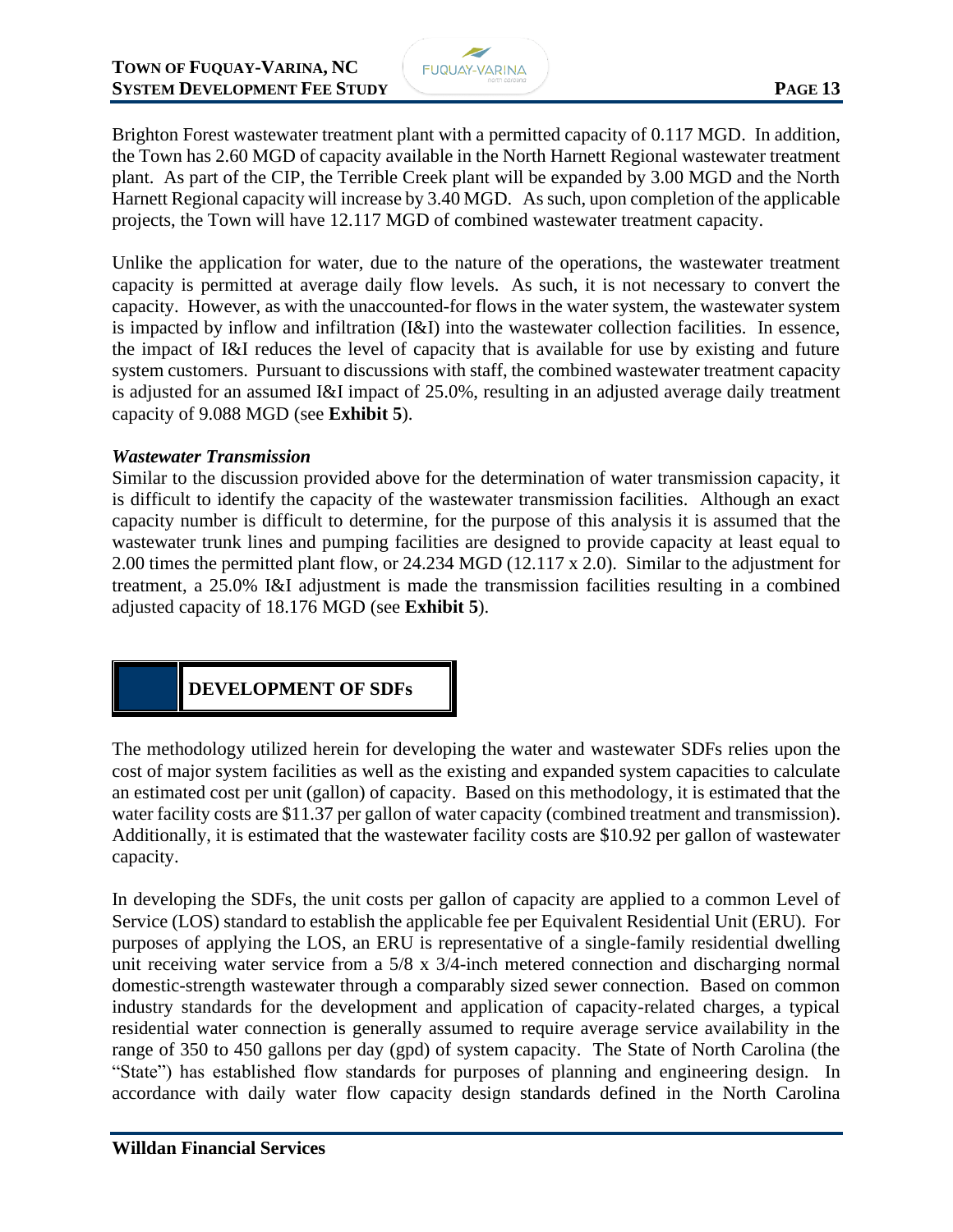Brighton Forest wastewater treatment plant with a permitted capacity of 0.117 MGD. In addition, the Town has 2.60 MGD of capacity available in the North Harnett Regional wastewater treatment plant. As part of the CIP, the Terrible Creek plant will be expanded by 3.00 MGD and the North Harnett Regional capacity will increase by 3.40 MGD. As such, upon completion of the applicable projects, the Town will have 12.117 MGD of combined wastewater treatment capacity.

Unlike the application for water, due to the nature of the operations, the wastewater treatment capacity is permitted at average daily flow levels. As such, it is not necessary to convert the capacity. However, as with the unaccounted-for flows in the water system, the wastewater system is impacted by inflow and infiltration (I&I) into the wastewater collection facilities. In essence, the impact of I&I reduces the level of capacity that is available for use by existing and future system customers. Pursuant to discussions with staff, the combined wastewater treatment capacity is adjusted for an assumed I&I impact of 25.0%, resulting in an adjusted average daily treatment capacity of 9.088 MGD (see **Exhibit 5**).

***Wastewater Transmission***

Similar to the discussion provided above for the determination of water transmission capacity, it is difficult to identify the capacity of the wastewater transmission facilities. Although an exact capacity number is difficult to determine, for the purpose of this analysis it is assumed that the wastewater trunk lines and pumping facilities are designed to provide capacity at least equal to 2.00 times the permitted plant flow, or 24.234 MGD (12.117 x 2.0). Similar to the adjustment for treatment, a 25.0% I&I adjustment is made the transmission facilities resulting in a combined adjusted capacity of 18.176 MGD (see **Exhibit 5**).

## DEVELOPMENT OF SDFs

The methodology utilized herein for developing the water and wastewater SDFs relies upon the cost of major system facilities as well as the existing and expanded system capacities to calculate an estimated cost per unit (gallon) of capacity. Based on this methodology, it is estimated that the water facility costs are $11.37 per gallon of water capacity (combined treatment and transmission). Additionally, it is estimated that the wastewater facility costs are $10.92 per gallon of wastewater capacity.

In developing the SDFs, the unit costs per gallon of capacity are applied to a common Level of Service (LOS) standard to establish the applicable fee per Equivalent Residential Unit (ERU). For purposes of applying the LOS, an ERU is representative of a single-family residential dwelling unit receiving water service from a 5/8 x 3/4-inch metered connection and discharging normal domestic-strength wastewater through a comparably sized sewer connection. Based on common industry standards for the development and application of capacity-related charges, a typical residential water connection is generally assumed to require average service availability in the range of 350 to 450 gallons per day (gpd) of system capacity. The State of North Carolina (the "State") has established flow standards for purposes of planning and engineering design. In accordance with daily water flow capacity design standards defined in the North Carolina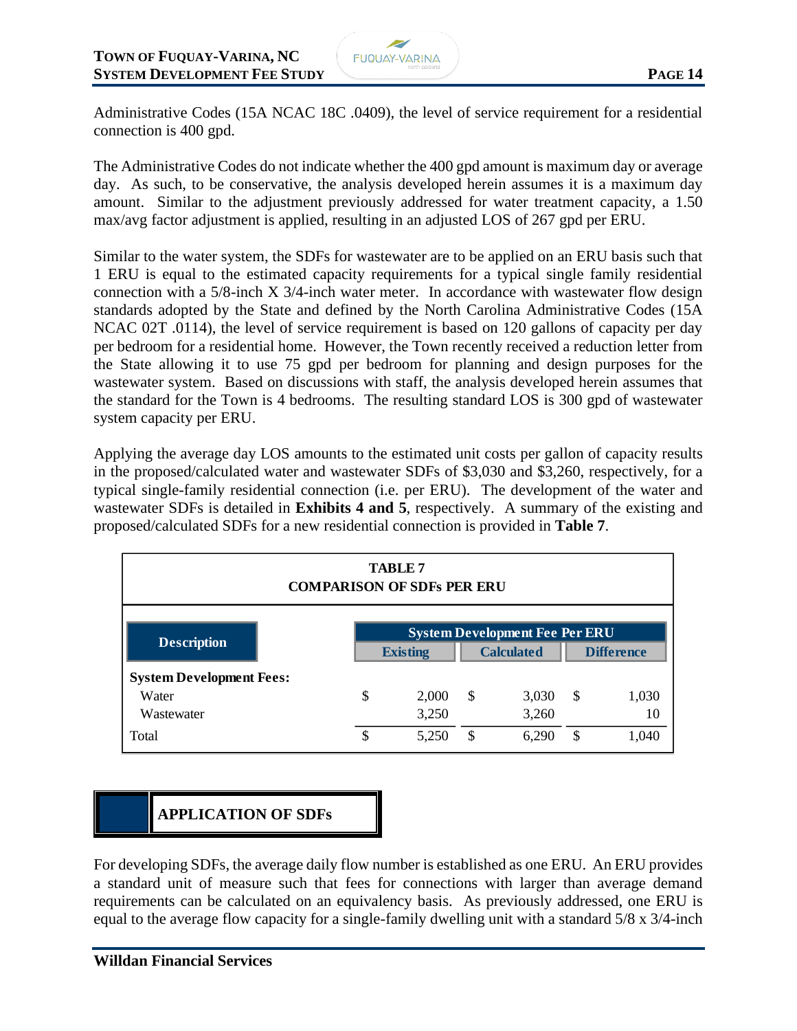Administrative Codes (15A NCAC 18C .0409), the level of service requirement for a residential connection is 400 gpd.

The Administrative Codes do not indicate whether the 400 gpd amount is maximum day or average day. As such, to be conservative, the analysis developed herein assumes it is a maximum day amount. Similar to the adjustment previously addressed for water treatment capacity, a 1.50 max/avg factor adjustment is applied, resulting in an adjusted LOS of 267 gpd per ERU.

Similar to the water system, the SDFs for wastewater are to be applied on an ERU basis such that 1 ERU is equal to the estimated capacity requirements for a typical single family residential connection with a 5/8-inch X 3/4-inch water meter. In accordance with wastewater flow design standards adopted by the State and defined by the North Carolina Administrative Codes (15A NCAC 02T .0114), the level of service requirement is based on 120 gallons of capacity per day per bedroom for a residential home. However, the Town recently received a reduction letter from the State allowing it to use 75 gpd per bedroom for planning and design purposes for the wastewater system. Based on discussions with staff, the analysis developed herein assumes that the standard for the Town is 4 bedrooms. The resulting standard LOS is 300 gpd of wastewater system capacity per ERU.

Applying the average day LOS amounts to the estimated unit costs per gallon of capacity results in the proposed/calculated water and wastewater SDFs of $3,030 and $3,260, respectively, for a typical single-family residential connection (i.e. per ERU). The development of the water and wastewater SDFs is detailed in **Exhibits 4 and 5**, respectively. A summary of the existing and proposed/calculated SDFs for a new residential connection is provided in **Table 7**.

**TABLE 7**
**COMPARISON OF SDFs PER ERU**

| Description | System Development Fee Per ERU | | |
|---|---|---|---|
| | Existing | Calculated | Difference |
| **System Development Fees:** | | | |
| Water | $ 2,000 | $ 3,030 | $ 1,030 |
| Wastewater | 3,250 | 3,260 | 10 |
| Total | $ 5,250 | $ 6,290 | $ 1,040 |

## APPLICATION OF SDFs

For developing SDFs, the average daily flow number is established as one ERU. An ERU provides a standard unit of measure such that fees for connections with larger than average demand requirements can be calculated on an equivalency basis. As previously addressed, one ERU is equal to the average flow capacity for a single-family dwelling unit with a standard 5/8 x 3/4-inch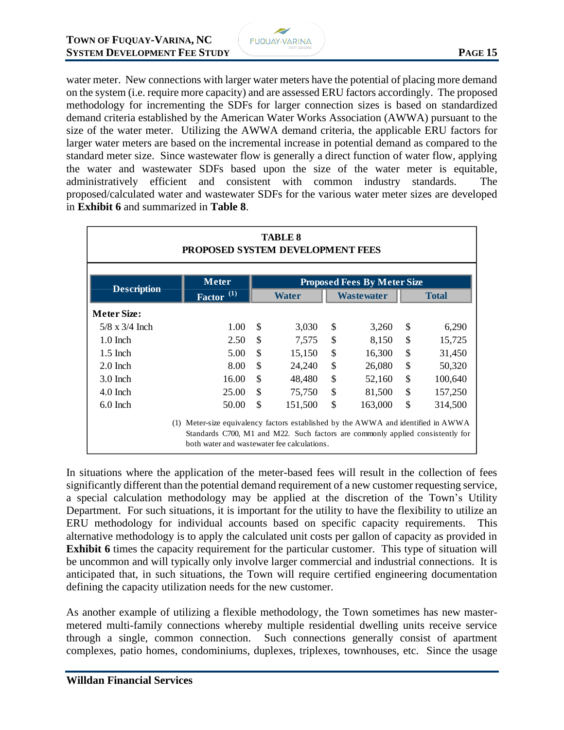water meter. New connections with larger water meters have the potential of placing more demand on the system (i.e. require more capacity) and are assessed ERU factors accordingly. The proposed methodology for incrementing the SDFs for larger connection sizes is based on standardized demand criteria established by the American Water Works Association (AWWA) pursuant to the size of the water meter. Utilizing the AWWA demand criteria, the applicable ERU factors for larger water meters are based on the incremental increase in potential demand as compared to the standard meter size. Since wastewater flow is generally a direct function of water flow, applying the water and wastewater SDFs based upon the size of the water meter is equitable, administratively efficient and consistent with common industry standards. The proposed/calculated water and wastewater SDFs for the various water meter sizes are developed in **Exhibit 6** and summarized in **Table 8**.

**TABLE 8**
**PROPOSED SYSTEM DEVELOPMENT FEES**

| Description | Meter Factor (1) | Proposed Fees By Meter Size | | |
|---|---|---|---|---|
| | | Water | Wastewater | Total |
| **Meter Size:** | | | | |
| 5/8 x 3/4 Inch | 1.00 | $ 3,030 | $ 3,260 | $ 6,290 |
| 1.0 Inch | 2.50 | $ 7,575 | $ 8,150 | $ 15,725 |
| 1.5 Inch | 5.00 | $ 15,150 | $ 16,300 | $ 31,450 |
| 2.0 Inch | 8.00 | $ 24,240 | $ 26,080 | $ 50,320 |
| 3.0 Inch | 16.00 | $ 48,480 | $ 52,160 | $ 100,640 |
| 4.0 Inch | 25.00 | $ 75,750 | $ 81,500 | $ 157,250 |
| 6.0 Inch | 50.00 | $ 151,500 | $ 163,000 | $ 314,500 |

(1) Meter-size equivalency factors established by the AWWA and identified in AWWA Standards C700, M1 and M22. Such factors are commonly applied consistently for both water and wastewater fee calculations.

In situations where the application of the meter-based fees will result in the collection of fees significantly different than the potential demand requirement of a new customer requesting service, a special calculation methodology may be applied at the discretion of the Town's Utility Department. For such situations, it is important for the utility to have the flexibility to utilize an ERU methodology for individual accounts based on specific capacity requirements. This alternative methodology is to apply the calculated unit costs per gallon of capacity as provided in **Exhibit 6** times the capacity requirement for the particular customer. This type of situation will be uncommon and will typically only involve larger commercial and industrial connections. It is anticipated that, in such situations, the Town will require certified engineering documentation defining the capacity utilization needs for the new customer.

As another example of utilizing a flexible methodology, the Town sometimes has new master-metered multi-family connections whereby multiple residential dwelling units receive service through a single, common connection. Such connections generally consist of apartment complexes, patio homes, condominiums, duplexes, triplexes, townhouses, etc. Since the usage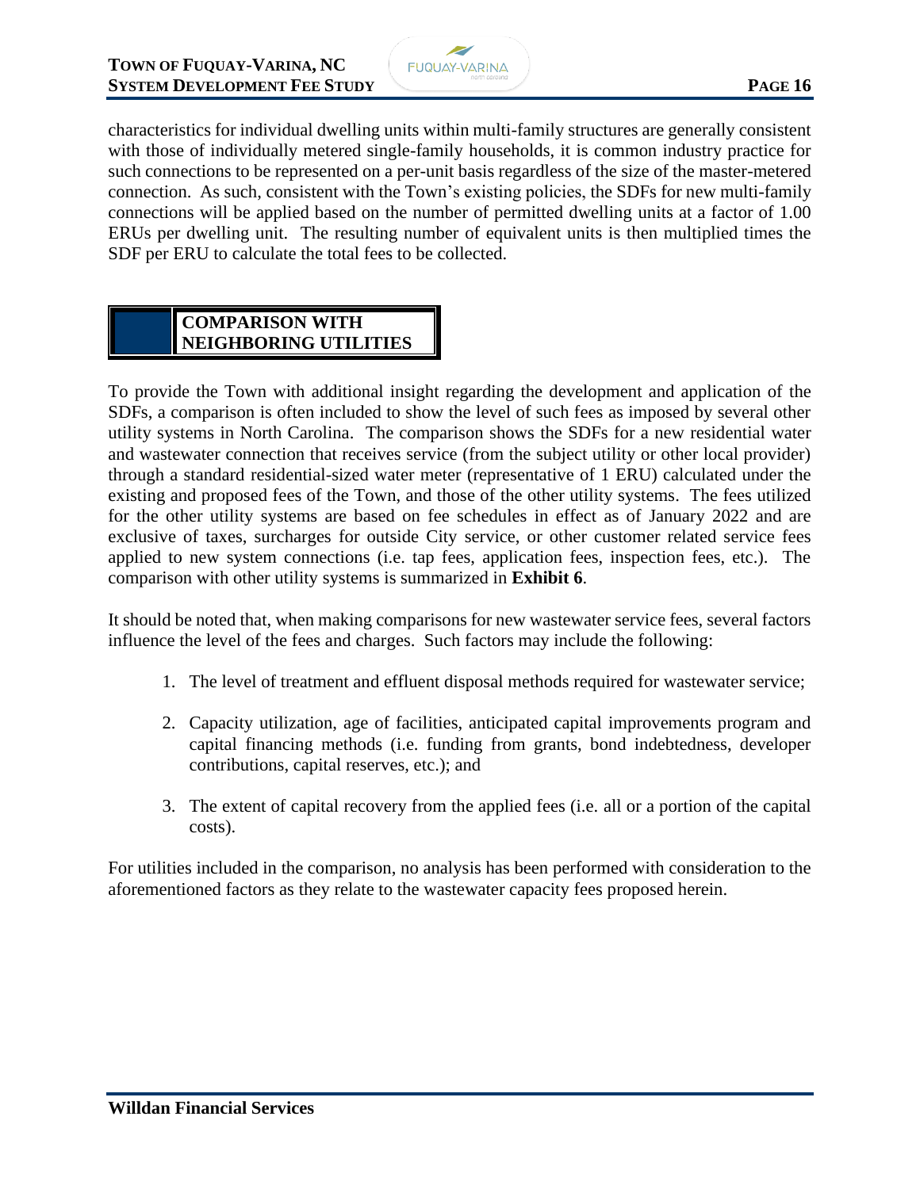characteristics for individual dwelling units within multi-family structures are generally consistent with those of individually metered single-family households, it is common industry practice for such connections to be represented on a per-unit basis regardless of the size of the master-metered connection. As such, consistent with the Town's existing policies, the SDFs for new multi-family connections will be applied based on the number of permitted dwelling units at a factor of 1.00 ERUs per dwelling unit. The resulting number of equivalent units is then multiplied times the SDF per ERU to calculate the total fees to be collected.

## COMPARISON WITH NEIGHBORING UTILITIES

To provide the Town with additional insight regarding the development and application of the SDFs, a comparison is often included to show the level of such fees as imposed by several other utility systems in North Carolina. The comparison shows the SDFs for a new residential water and wastewater connection that receives service (from the subject utility or other local provider) through a standard residential-sized water meter (representative of 1 ERU) calculated under the existing and proposed fees of the Town, and those of the other utility systems. The fees utilized for the other utility systems are based on fee schedules in effect as of January 2022 and are exclusive of taxes, surcharges for outside City service, or other customer related service fees applied to new system connections (i.e. tap fees, application fees, inspection fees, etc.). The comparison with other utility systems is summarized in **Exhibit 6**.

It should be noted that, when making comparisons for new wastewater service fees, several factors influence the level of the fees and charges. Such factors may include the following:

1. The level of treatment and effluent disposal methods required for wastewater service;

2. Capacity utilization, age of facilities, anticipated capital improvements program and capital financing methods (i.e. funding from grants, bond indebtedness, developer contributions, capital reserves, etc.); and

3. The extent of capital recovery from the applied fees (i.e. all or a portion of the capital costs).

For utilities included in the comparison, no analysis has been performed with consideration to the aforementioned factors as they relate to the wastewater capacity fees proposed herein.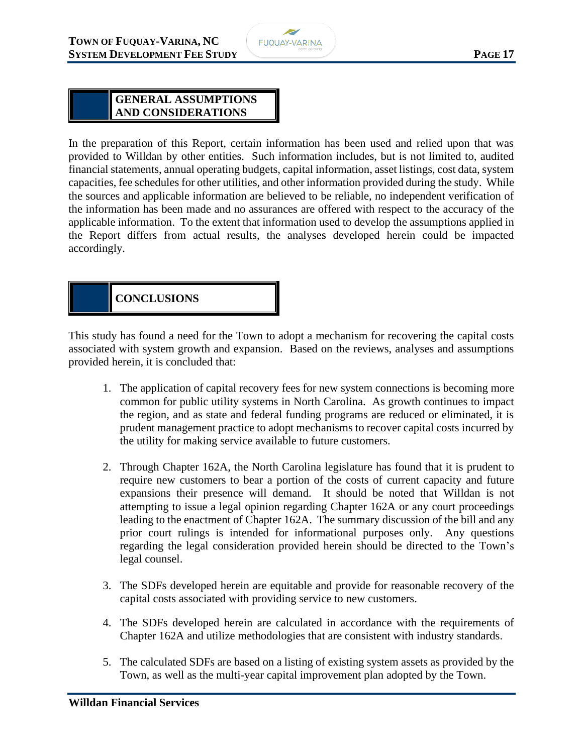## GENERAL ASSUMPTIONS AND CONSIDERATIONS

In the preparation of this Report, certain information has been used and relied upon that was provided to Willdan by other entities. Such information includes, but is not limited to, audited financial statements, annual operating budgets, capital information, asset listings, cost data, system capacities, fee schedules for other utilities, and other information provided during the study. While the sources and applicable information are believed to be reliable, no independent verification of the information has been made and no assurances are offered with respect to the accuracy of the applicable information. To the extent that information used to develop the assumptions applied in the Report differs from actual results, the analyses developed herein could be impacted accordingly.

## CONCLUSIONS

This study has found a need for the Town to adopt a mechanism for recovering the capital costs associated with system growth and expansion. Based on the reviews, analyses and assumptions provided herein, it is concluded that:

1. The application of capital recovery fees for new system connections is becoming more common for public utility systems in North Carolina. As growth continues to impact the region, and as state and federal funding programs are reduced or eliminated, it is prudent management practice to adopt mechanisms to recover capital costs incurred by the utility for making service available to future customers.

2. Through Chapter 162A, the North Carolina legislature has found that it is prudent to require new customers to bear a portion of the costs of current capacity and future expansions their presence will demand. It should be noted that Willdan is not attempting to issue a legal opinion regarding Chapter 162A or any court proceedings leading to the enactment of Chapter 162A. The summary discussion of the bill and any prior court rulings is intended for informational purposes only. Any questions regarding the legal consideration provided herein should be directed to the Town's legal counsel.

3. The SDFs developed herein are equitable and provide for reasonable recovery of the capital costs associated with providing service to new customers.

4. The SDFs developed herein are calculated in accordance with the requirements of Chapter 162A and utilize methodologies that are consistent with industry standards.

5. The calculated SDFs are based on a listing of existing system assets as provided by the Town, as well as the multi-year capital improvement plan adopted by the Town.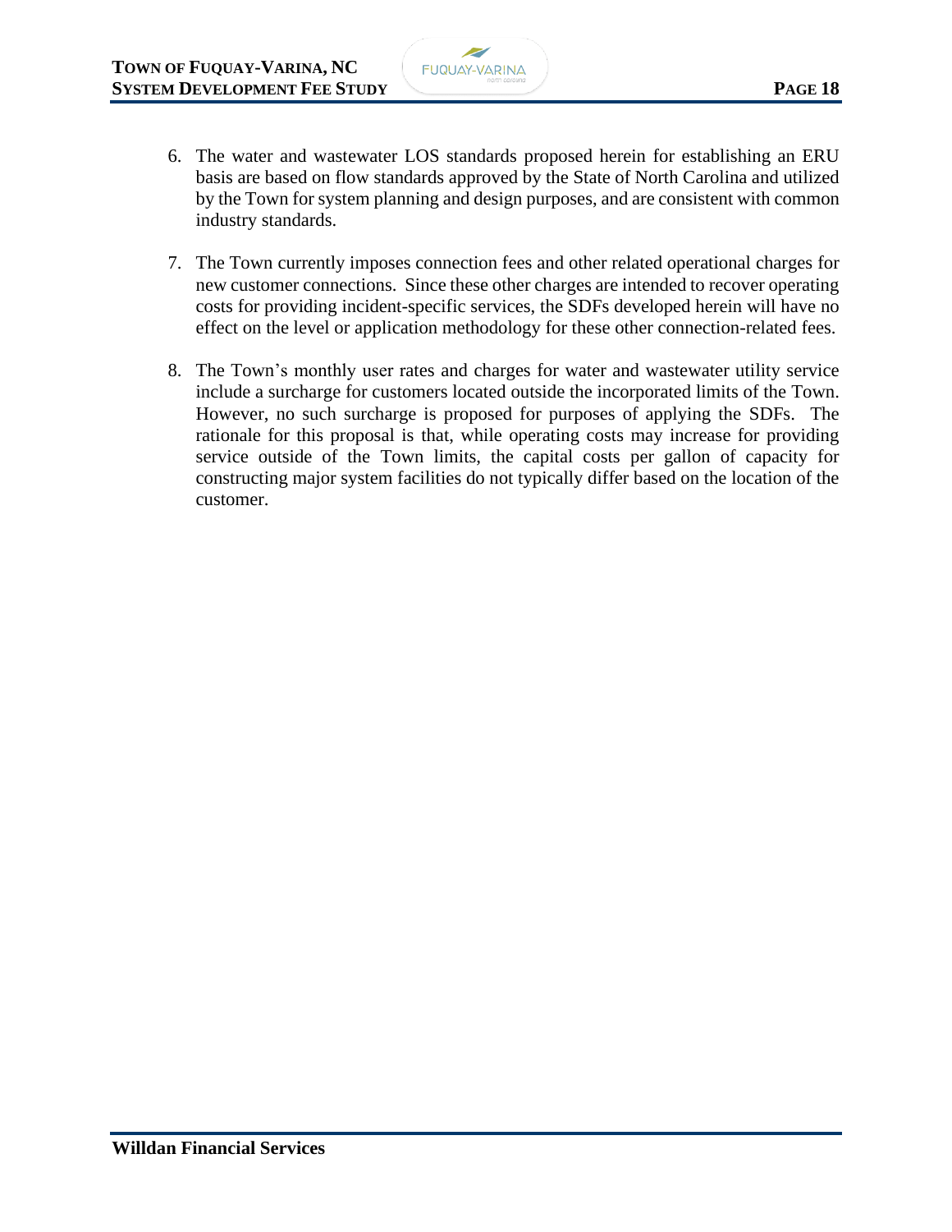6. The water and wastewater LOS standards proposed herein for establishing an ERU basis are based on flow standards approved by the State of North Carolina and utilized by the Town for system planning and design purposes, and are consistent with common industry standards.

7. The Town currently imposes connection fees and other related operational charges for new customer connections. Since these other charges are intended to recover operating costs for providing incident-specific services, the SDFs developed herein will have no effect on the level or application methodology for these other connection-related fees.

8. The Town's monthly user rates and charges for water and wastewater utility service include a surcharge for customers located outside the incorporated limits of the Town. However, no such surcharge is proposed for purposes of applying the SDFs. The rationale for this proposal is that, while operating costs may increase for providing service outside of the Town limits, the capital costs per gallon of capacity for constructing major system facilities do not typically differ based on the location of the customer.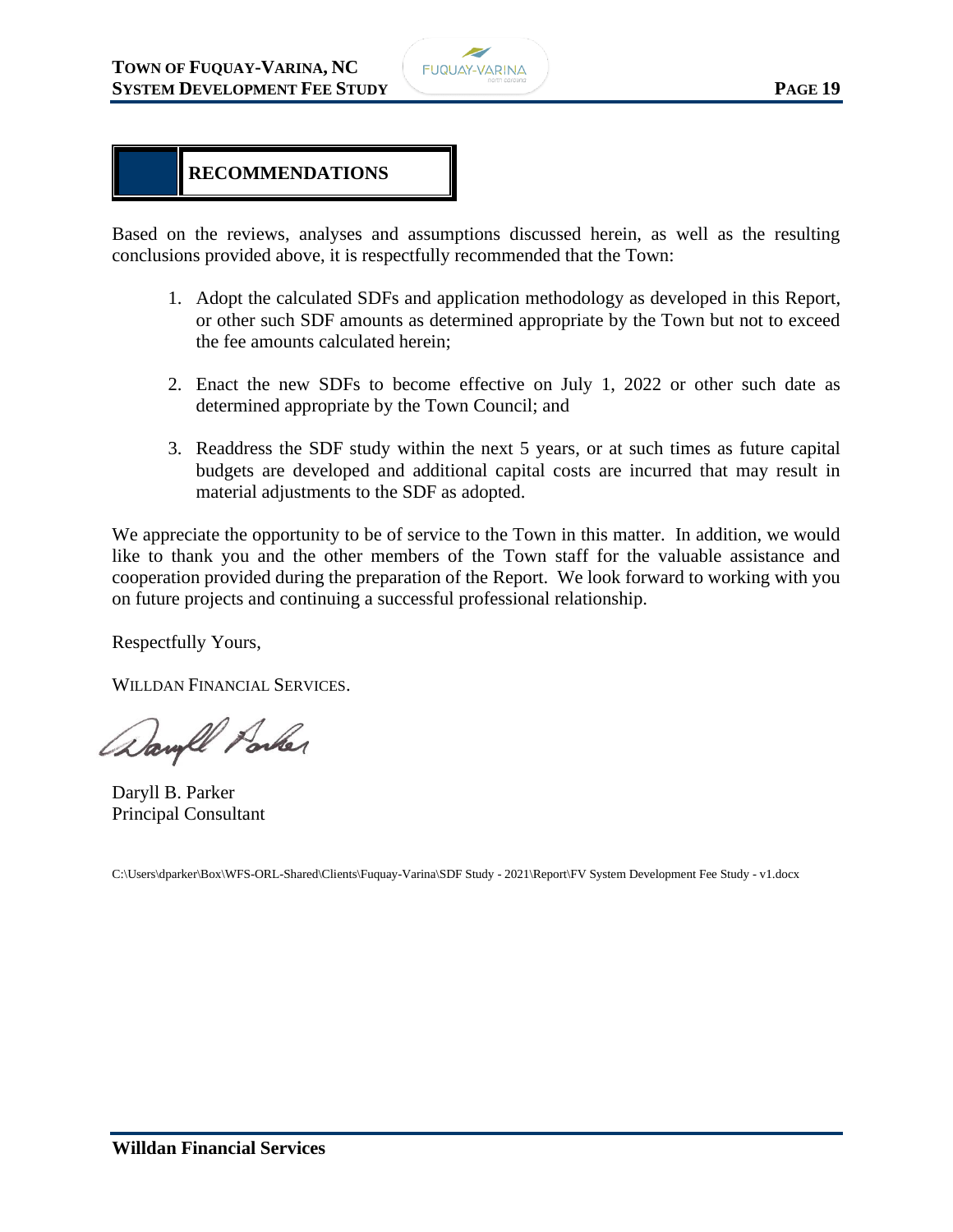## RECOMMENDATIONS

Based on the reviews, analyses and assumptions discussed herein, as well as the resulting conclusions provided above, it is respectfully recommended that the Town:

1. Adopt the calculated SDFs and application methodology as developed in this Report, or other such SDF amounts as determined appropriate by the Town but not to exceed the fee amounts calculated herein;

2. Enact the new SDFs to become effective on July 1, 2022 or other such date as determined appropriate by the Town Council; and

3. Readdress the SDF study within the next 5 years, or at such times as future capital budgets are developed and additional capital costs are incurred that may result in material adjustments to the SDF as adopted.

We appreciate the opportunity to be of service to the Town in this matter. In addition, we would like to thank you and the other members of the Town staff for the valuable assistance and cooperation provided during the preparation of the Report. We look forward to working with you on future projects and continuing a successful professional relationship.

Respectfully Yours,

WILLDAN FINANCIAL SERVICES.

Daryll B. Parker
Principal Consultant

C:\Users\dparker\Box\WFS-ORL-Shared\Clients\Fuquay-Varina\SDF Study - 2021\Report\FV System Development Fee Study - v1.docx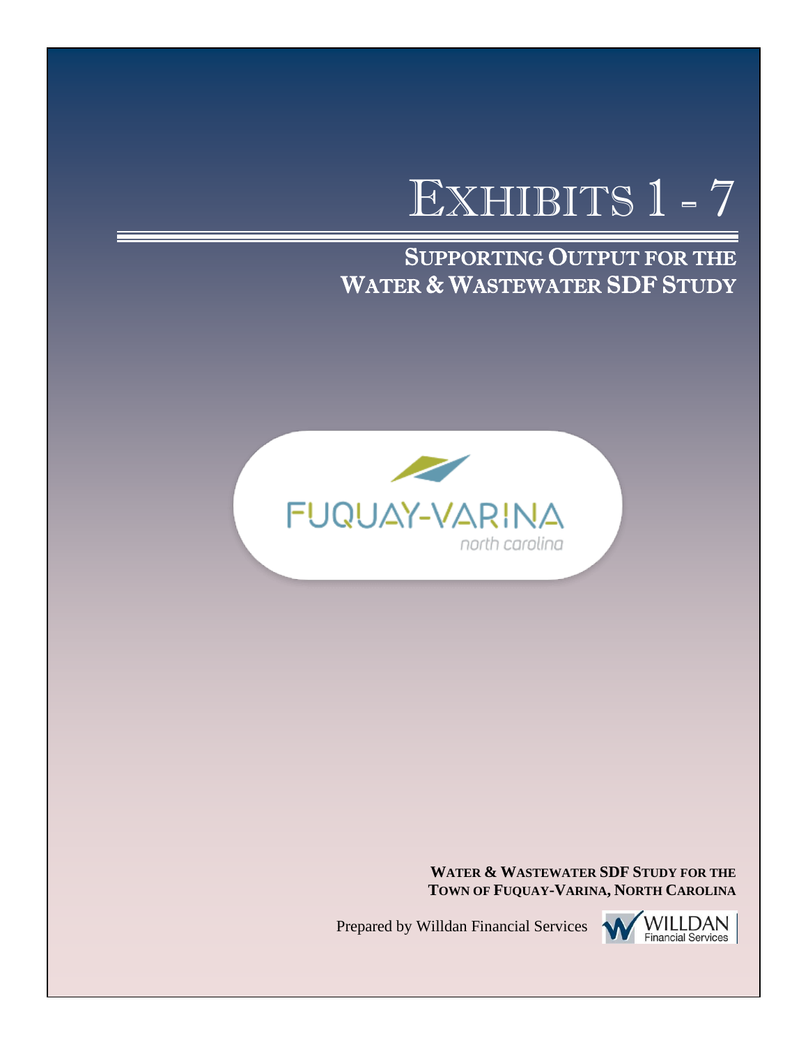# EXHIBITS 1 - 7

## SUPPORTING OUTPUT FOR THE WATER & WASTEWATER SDF STUDY

FUQUAY-VARINA
north carolina

**WATER & WASTEWATER SDF STUDY FOR THE TOWN OF FUQUAY-VARINA, NORTH CAROLINA**

Prepared by Willdan Financial Services

WILLDAN Financial Services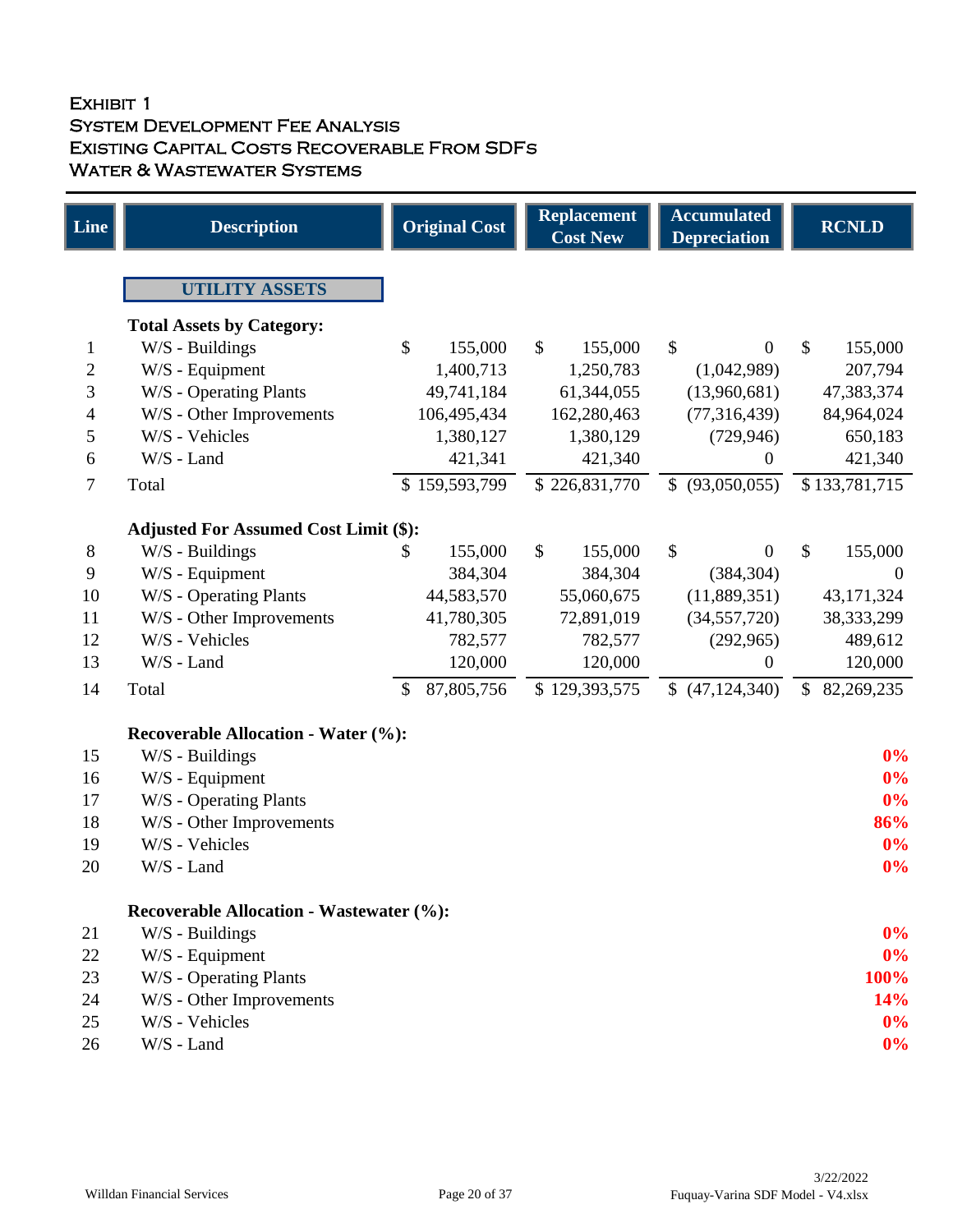# Exhibit 1
## System Development Fee Analysis
## Existing Capital Costs Recoverable From SDFs
## Water & Wastewater Systems

| Line | Description | Original Cost | Replacement Cost New | Accumulated Depreciation | RCNLD |
|---|---|---|---|---|---|
| | **UTILITY ASSETS** | | | | |
| | **Total Assets by Category:** | | | | |
| 1 | W/S - Buildings | $ 155,000 | $ 155,000 | $ 0 | $ 155,000 |
| 2 | W/S - Equipment | 1,400,713 | 1,250,783 | (1,042,989) | 207,794 |
| 3 | W/S - Operating Plants | 49,741,184 | 61,344,055 | (13,960,681) | 47,383,374 |
| 4 | W/S - Other Improvements | 106,495,434 | 162,280,463 | (77,316,439) | 84,964,024 |
| 5 | W/S - Vehicles | 1,380,127 | 1,380,129 | (729,946) | 650,183 |
| 6 | W/S - Land | 421,341 | 421,340 | 0 | 421,340 |
| 7 | Total | $ 159,593,799 | $ 226,831,770 | $ (93,050,055) | $ 133,781,715 |
| | **Adjusted For Assumed Cost Limit ($):** | | | | |
| 8 | W/S - Buildings | $ 155,000 | $ 155,000 | $ 0 | $ 155,000 |
| 9 | W/S - Equipment | 384,304 | 384,304 | (384,304) | 0 |
| 10 | W/S - Operating Plants | 44,583,570 | 55,060,675 | (11,889,351) | 43,171,324 |
| 11 | W/S - Other Improvements | 41,780,305 | 72,891,019 | (34,557,720) | 38,333,299 |
| 12 | W/S - Vehicles | 782,577 | 782,577 | (292,965) | 489,612 |
| 13 | W/S - Land | 120,000 | 120,000 | 0 | 120,000 |
| 14 | Total | $ 87,805,756 | $ 129,393,575 | $ (47,124,340) | $ 82,269,235 |
| | **Recoverable Allocation - Water (%):** | | | | |
| 15 | W/S - Buildings | | | | 0% |
| 16 | W/S - Equipment | | | | 0% |
| 17 | W/S - Operating Plants | | | | 0% |
| 18 | W/S - Other Improvements | | | | 86% |
| 19 | W/S - Vehicles | | | | 0% |
| 20 | W/S - Land | | | | 0% |
| | **Recoverable Allocation - Wastewater (%):** | | | | |
| 21 | W/S - Buildings | | | | 0% |
| 22 | W/S - Equipment | | | | 0% |
| 23 | W/S - Operating Plants | | | | 100% |
| 24 | W/S - Other Improvements | | | | 14% |
| 25 | W/S - Vehicles | | | | 0% |
| 26 | W/S - Land | | | | 0% |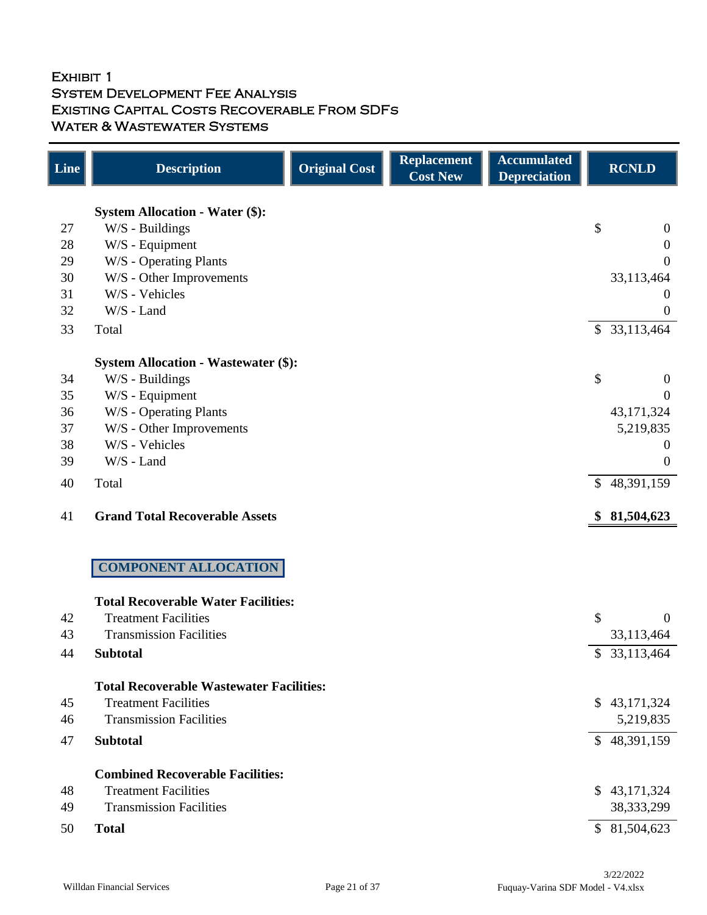# Exhibit 1
## System Development Fee Analysis
## Existing Capital Costs Recoverable From SDFs
## Water & Wastewater Systems

| Line | Description | Original Cost | Replacement Cost New | Accumulated Depreciation | RCNLD |
|---|---|---|---|---|---|
| | **System Allocation - Water ($):** | | | | |
| 27 | W/S - Buildings | | | | $ 0 |
| 28 | W/S - Equipment | | | | 0 |
| 29 | W/S - Operating Plants | | | | 0 |
| 30 | W/S - Other Improvements | | | | 33,113,464 |
| 31 | W/S - Vehicles | | | | 0 |
| 32 | W/S - Land | | | | 0 |
| 33 | Total | | | | $ 33,113,464 |
| | **System Allocation - Wastewater ($):** | | | | |
| 34 | W/S - Buildings | | | | $ 0 |
| 35 | W/S - Equipment | | | | 0 |
| 36 | W/S - Operating Plants | | | | 43,171,324 |
| 37 | W/S - Other Improvements | | | | 5,219,835 |
| 38 | W/S - Vehicles | | | | 0 |
| 39 | W/S - Land | | | | 0 |
| 40 | Total | | | | $ 48,391,159 |
| 41 | **Grand Total Recoverable Assets** | | | | **$ 81,504,623** |

**COMPONENT ALLOCATION**

| Line | Description | Amount |
|---|---|---|
| | **Total Recoverable Water Facilities:** | |
| 42 | Treatment Facilities | $ 0 |
| 43 | Transmission Facilities | 33,113,464 |
| 44 | **Subtotal** | $ 33,113,464 |
| | **Total Recoverable Wastewater Facilities:** | |
| 45 | Treatment Facilities | $ 43,171,324 |
| 46 | Transmission Facilities | 5,219,835 |
| 47 | **Subtotal** | $ 48,391,159 |
| | **Combined Recoverable Facilities:** | |
| 48 | Treatment Facilities | $ 43,171,324 |
| 49 | Transmission Facilities | 38,333,299 |
| 50 | **Total** | $ 81,504,623 |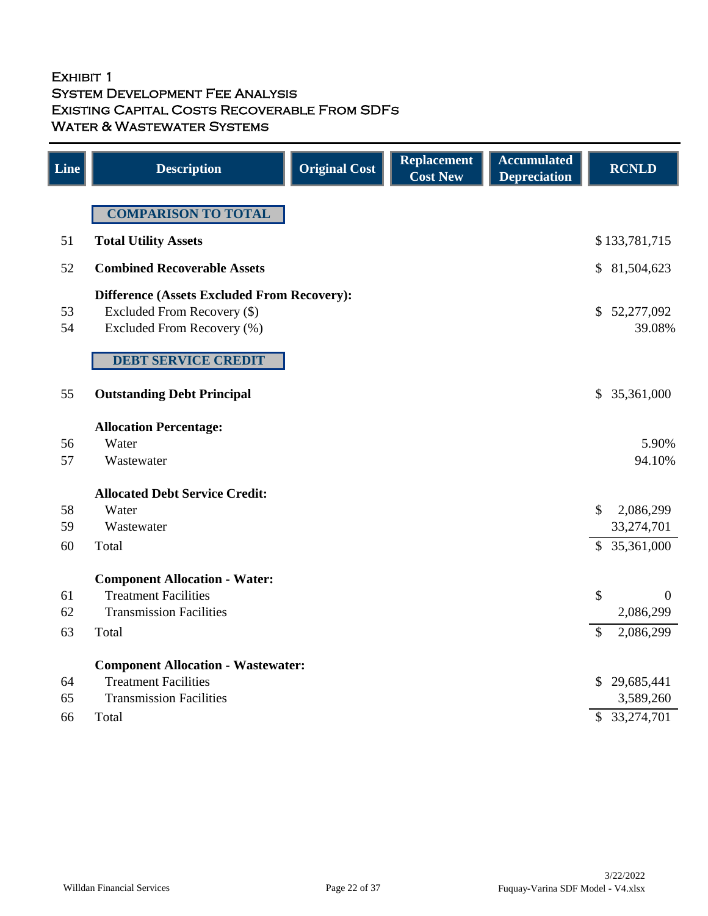# Exhibit 1
## System Development Fee Analysis
## Existing Capital Costs Recoverable From SDFs
## Water & Wastewater Systems

| Line | Description | Original Cost | Replacement Cost New | Accumulated Depreciation | RCNLD |
|---|---|---|---|---|---|
| | **COMPARISON TO TOTAL** | | | | |
| 51 | **Total Utility Assets** | | | | $ 133,781,715 |
| 52 | **Combined Recoverable Assets** | | | | $ 81,504,623 |
| | **Difference (Assets Excluded From Recovery):** | | | | |
| 53 | Excluded From Recovery ($) | | | | $ 52,277,092 |
| 54 | Excluded From Recovery (%) | | | | 39.08% |
| | **DEBT SERVICE CREDIT** | | | | |
| 55 | **Outstanding Debt Principal** | | | | $ 35,361,000 |
| | **Allocation Percentage:** | | | | |
| 56 | Water | | | | 5.90% |
| 57 | Wastewater | | | | 94.10% |
| | **Allocated Debt Service Credit:** | | | | |
| 58 | Water | | | | $ 2,086,299 |
| 59 | Wastewater | | | | 33,274,701 |
| 60 | Total | | | | $ 35,361,000 |
| | **Component Allocation - Water:** | | | | |
| 61 | Treatment Facilities | | | | $ 0 |
| 62 | Transmission Facilities | | | | 2,086,299 |
| 63 | Total | | | | $ 2,086,299 |
| | **Component Allocation - Wastewater:** | | | | |
| 64 | Treatment Facilities | | | | $ 29,685,441 |
| 65 | Transmission Facilities | | | | 3,589,260 |
| 66 | Total | | | | $ 33,274,701 |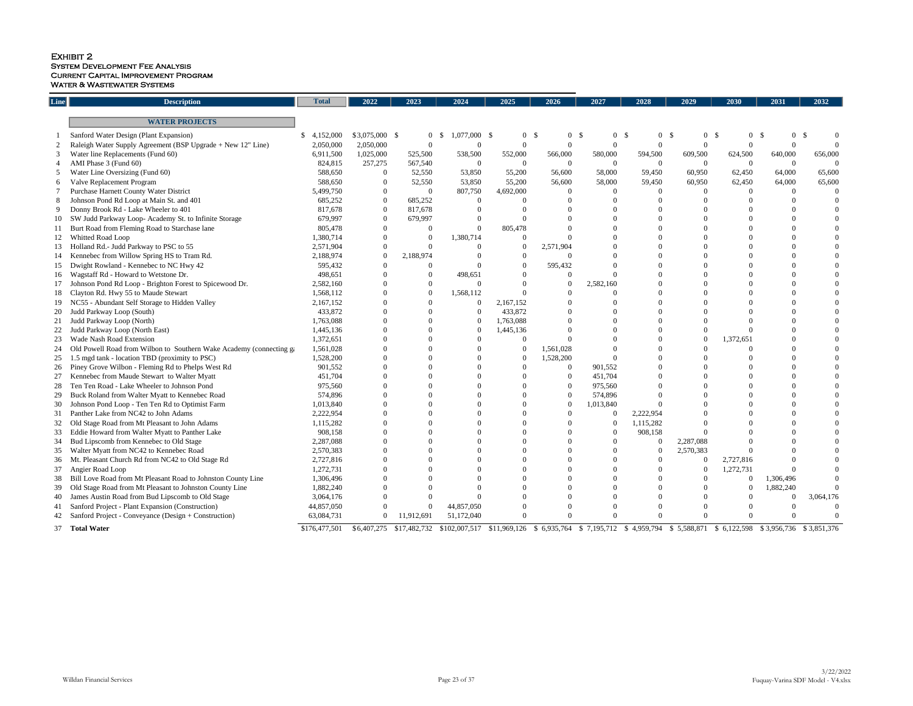# Exhibit 2
## System Development Fee Analysis
## Current Capital Improvement Program
## Water & Wastewater Systems

| Line | Description | Total | 2022 | 2023 | 2024 | 2025 | 2026 | 2027 | 2028 | 2029 | 2030 | 2031 | 2032 |
|---|---|---|---|---|---|---|---|---|---|---|---|---|---|
| | **WATER PROJECTS** | | | | | | | | | | | | |
| 1 | Sanford Water Design (Plant Expansion) | $ 4,152,000 | $3,075,000 | $ 0 | $ 1,077,000 | $ 0 | $ 0 | $ 0 | $ 0 | $ 0 | $ 0 | $ 0 | $ 0 |
| 2 | Raleigh Water Supply Agreement (BSP Upgrade + New 12" Line) | 2,050,000 | 2,050,000 | 0 | 0 | 0 | 0 | 0 | 0 | 0 | 0 | 0 | 0 |
| 3 | Water line Replacements (Fund 60) | 6,911,500 | 1,025,000 | 525,500 | 538,500 | 552,000 | 566,000 | 580,000 | 594,500 | 609,500 | 624,500 | 640,000 | 656,000 |
| 4 | AMI Phase 3 (Fund 60) | 824,815 | 257,275 | 567,540 | 0 | 0 | 0 | 0 | 0 | 0 | 0 | 0 | 0 |
| 5 | Water Line Oversizing (Fund 60) | 588,650 | 0 | 52,550 | 53,850 | 55,200 | 56,600 | 58,000 | 59,450 | 60,950 | 62,450 | 64,000 | 65,600 |
| 6 | Valve Replacement Program | 588,650 | 0 | 52,550 | 53,850 | 55,200 | 56,600 | 58,000 | 59,450 | 60,950 | 62,450 | 64,000 | 65,600 |
| 7 | Purchase Harnett County Water District | 5,499,750 | 0 | 0 | 807,750 | 4,692,000 | 0 | 0 | 0 | 0 | 0 | 0 | 0 |
| 8 | Johnson Pond Rd Loop at Main St. and 401 | 685,252 | 0 | 685,252 | 0 | 0 | 0 | 0 | 0 | 0 | 0 | 0 | 0 |
| 9 | Donny Brook Rd - Lake Wheeler to 401 | 817,678 | 0 | 817,678 | 0 | 0 | 0 | 0 | 0 | 0 | 0 | 0 | 0 |
| 10 | SW Judd Parkway Loop- Academy St. to Infinite Storage | 679,997 | 0 | 679,997 | 0 | 0 | 0 | 0 | 0 | 0 | 0 | 0 | 0 |
| 11 | Burt Road from Fleming Road to Starchase lane | 805,478 | 0 | 0 | 0 | 805,478 | 0 | 0 | 0 | 0 | 0 | 0 | 0 |
| 12 | Whitted Road Loop | 1,380,714 | 0 | 0 | 1,380,714 | 0 | 0 | 0 | 0 | 0 | 0 | 0 | 0 |
| 13 | Holland Rd.- Judd Parkway to PSC to 55 | 2,571,904 | 0 | 0 | 0 | 0 | 2,571,904 | 0 | 0 | 0 | 0 | 0 | 0 |
| 14 | Kennebec from Willow Spring HS to Tram Rd. | 2,188,974 | 0 | 2,188,974 | 0 | 0 | 0 | 0 | 0 | 0 | 0 | 0 | 0 |
| 15 | Dwight Rowland - Kennebec to NC Hwy 42 | 595,432 | 0 | 0 | 0 | 0 | 595,432 | 0 | 0 | 0 | 0 | 0 | 0 |
| 16 | Wagstaff Rd - Howard to Wetstone Dr. | 498,651 | 0 | 0 | 498,651 | 0 | 0 | 0 | 0 | 0 | 0 | 0 | 0 |
| 17 | Johnson Pond Rd Loop - Brighton Forest to Spicewood Dr. | 2,582,160 | 0 | 0 | 0 | 0 | 0 | 2,582,160 | 0 | 0 | 0 | 0 | 0 |
| 18 | Clayton Rd. Hwy 55 to Maude Stewart | 1,568,112 | 0 | 0 | 1,568,112 | 0 | 0 | 0 | 0 | 0 | 0 | 0 | 0 |
| 19 | NC55 - Abundant Self Storage to Hidden Valley | 2,167,152 | 0 | 0 | 0 | 2,167,152 | 0 | 0 | 0 | 0 | 0 | 0 | 0 |
| 20 | Judd Parkway Loop (South) | 433,872 | 0 | 0 | 0 | 433,872 | 0 | 0 | 0 | 0 | 0 | 0 | 0 |
| 21 | Judd Parkway Loop (North) | 1,763,088 | 0 | 0 | 0 | 1,763,088 | 0 | 0 | 0 | 0 | 0 | 0 | 0 |
| 22 | Judd Parkway Loop (North East) | 1,445,136 | 0 | 0 | 0 | 1,445,136 | 0 | 0 | 0 | 0 | 0 | 0 | 0 |
| 23 | Wade Nash Road Extension | 1,372,651 | 0 | 0 | 0 | 0 | 0 | 0 | 0 | 0 | 1,372,651 | 0 | 0 |
| 24 | Old Powell Road from Wilbon to Southern Wake Academy (connecting ga | 1,561,028 | 0 | 0 | 0 | 0 | 1,561,028 | 0 | 0 | 0 | 0 | 0 | 0 |
| 25 | 1.5 mgd tank - location TBD (proximity to PSC) | 1,528,200 | 0 | 0 | 0 | 0 | 1,528,200 | 0 | 0 | 0 | 0 | 0 | 0 |
| 26 | Piney Grove Wilbon - Fleming Rd to Phelps West Rd | 901,552 | 0 | 0 | 0 | 0 | 0 | 901,552 | 0 | 0 | 0 | 0 | 0 |
| 27 | Kennebec from Maude Stewart to Walter Myatt | 451,704 | 0 | 0 | 0 | 0 | 0 | 451,704 | 0 | 0 | 0 | 0 | 0 |
| 28 | Ten Ten Road - Lake Wheeler to Johnson Pond | 975,560 | 0 | 0 | 0 | 0 | 0 | 975,560 | 0 | 0 | 0 | 0 | 0 |
| 29 | Buck Roland from Walter Myatt to Kennebec Road | 574,896 | 0 | 0 | 0 | 0 | 0 | 574,896 | 0 | 0 | 0 | 0 | 0 |
| 30 | Johnson Pond Loop - Ten Ten Rd to Optimist Farm | 1,013,840 | 0 | 0 | 0 | 0 | 0 | 1,013,840 | 0 | 0 | 0 | 0 | 0 |
| 31 | Panther Lake from NC42 to John Adams | 2,222,954 | 0 | 0 | 0 | 0 | 0 | 0 | 2,222,954 | 0 | 0 | 0 | 0 |
| 32 | Old Stage Road from Mt Pleasant to John Adams | 1,115,282 | 0 | 0 | 0 | 0 | 0 | 0 | 1,115,282 | 0 | 0 | 0 | 0 |
| 33 | Eddie Howard from Walter Myatt to Panther Lake | 908,158 | 0 | 0 | 0 | 0 | 0 | 0 | 908,158 | 0 | 0 | 0 | 0 |
| 34 | Bud Lipscomb from Kennebec to Old Stage | 2,287,088 | 0 | 0 | 0 | 0 | 0 | 0 | 0 | 2,287,088 | 0 | 0 | 0 |
| 35 | Walter Myatt from NC42 to Kennebec Road | 2,570,383 | 0 | 0 | 0 | 0 | 0 | 0 | 0 | 2,570,383 | 0 | 0 | 0 |
| 36 | Mt. Pleasant Church Rd from NC42 to Old Stage Rd | 2,727,816 | 0 | 0 | 0 | 0 | 0 | 0 | 0 | 0 | 2,727,816 | 0 | 0 |
| 37 | Angier Road Loop | 1,272,731 | 0 | 0 | 0 | 0 | 0 | 0 | 0 | 0 | 1,272,731 | 0 | 0 |
| 38 | Bill Love Road from Mt Pleasant Road to Johnston County Line | 1,306,496 | 0 | 0 | 0 | 0 | 0 | 0 | 0 | 0 | 0 | 1,306,496 | 0 |
| 39 | Old Stage Road from Mt Pleasant to Johnston County Line | 1,882,240 | 0 | 0 | 0 | 0 | 0 | 0 | 0 | 0 | 0 | 1,882,240 | 0 |
| 40 | James Austin Road from Bud Lipscomb to Old Stage | 3,064,176 | 0 | 0 | 0 | 0 | 0 | 0 | 0 | 0 | 0 | 0 | 3,064,176 |
| 41 | Sanford Project - Plant Expansion (Construction) | 44,857,050 | 0 | 0 | 44,857,050 | 0 | 0 | 0 | 0 | 0 | 0 | 0 | 0 |
| 42 | Sanford Project - Conveyance (Design + Construction) | 63,084,731 | 0 | 11,912,691 | 51,172,040 | 0 | 0 | 0 | 0 | 0 | 0 | 0 | 0 |
| 37 | **Total Water** | $176,477,501 | $6,407,275 | $17,482,732 | $102,007,517 | $11,969,126 | $ 6,935,764 | $ 7,195,712 | $ 4,959,794 | $ 5,588,871 | $ 6,122,598 | $ 3,956,736 | $ 3,851,376 |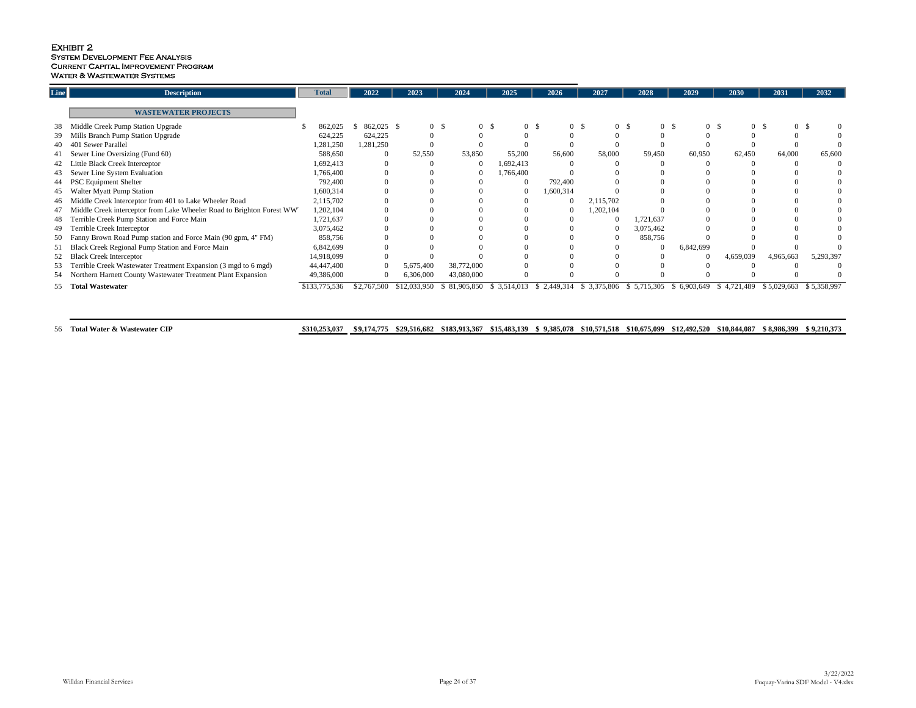# Exhibit 2

**System Development Fee Analysis**
**Current Capital Improvement Program**
**Water & Wastewater Systems**

| Line | Description | Total | 2022 | 2023 | 2024 | 2025 | 2026 | 2027 | 2028 | 2029 | 2030 | 2031 | 2032 |
|---|---|---|---|---|---|---|---|---|---|---|---|---|---|
| | **WASTEWATER PROJECTS** | | | | | | | | | | | | |
| 38 | Middle Creek Pump Station Upgrade | $ 862,025 | $ 862,025 | $ 0 | $ 0 | $ 0 | $ 0 | $ 0 | $ 0 | $ 0 | $ 0 | $ 0 | $ 0 |
| 39 | Mills Branch Pump Station Upgrade | 624,225 | 624,225 | 0 | 0 | 0 | 0 | 0 | 0 | 0 | 0 | 0 | 0 |
| 40 | 401 Sewer Parallel | 1,281,250 | 1,281,250 | 0 | 0 | 0 | 0 | 0 | 0 | 0 | 0 | 0 | 0 |
| 41 | Sewer Line Oversizing (Fund 60) | 588,650 | 0 | 52,550 | 53,850 | 55,200 | 56,600 | 58,000 | 59,450 | 60,950 | 62,450 | 64,000 | 65,600 |
| 42 | Little Black Creek Interceptor | 1,692,413 | 0 | 0 | 0 | 1,692,413 | 0 | 0 | 0 | 0 | 0 | 0 | 0 |
| 43 | Sewer Line System Evaluation | 1,766,400 | 0 | 0 | 0 | 1,766,400 | 0 | 0 | 0 | 0 | 0 | 0 | 0 |
| 44 | PSC Equipment Shelter | 792,400 | 0 | 0 | 0 | 0 | 792,400 | 0 | 0 | 0 | 0 | 0 | 0 |
| 45 | Walter Myatt Pump Station | 1,600,314 | 0 | 0 | 0 | 0 | 1,600,314 | 0 | 0 | 0 | 0 | 0 | 0 |
| 46 | Middle Creek Interceptor from 401 to Lake Wheeler Road | 2,115,702 | 0 | 0 | 0 | 0 | 0 | 2,115,702 | 0 | 0 | 0 | 0 | 0 |
| 47 | Middle Creek interceptor from Lake Wheeler Road to Brighton Forest WW | 1,202,104 | 0 | 0 | 0 | 0 | 0 | 1,202,104 | 0 | 0 | 0 | 0 | 0 |
| 48 | Terrible Creek Pump Station and Force Main | 1,721,637 | 0 | 0 | 0 | 0 | 0 | 0 | 1,721,637 | 0 | 0 | 0 | 0 |
| 49 | Terrible Creek Interceptor | 3,075,462 | 0 | 0 | 0 | 0 | 0 | 0 | 3,075,462 | 0 | 0 | 0 | 0 |
| 50 | Fanny Brown Road Pump station and Force Main (90 gpm, 4" FM) | 858,756 | 0 | 0 | 0 | 0 | 0 | 0 | 858,756 | 0 | 0 | 0 | 0 |
| 51 | Black Creek Regional Pump Station and Force Main | 6,842,699 | 0 | 0 | 0 | 0 | 0 | 0 | 0 | 6,842,699 | 0 | 0 | 0 |
| 52 | Black Creek Interceptor | 14,918,099 | 0 | 0 | 0 | 0 | 0 | 0 | 0 | 0 | 4,659,039 | 4,965,663 | 5,293,397 |
| 53 | Terrible Creek Wastewater Treatment Expansion (3 mgd to 6 mgd) | 44,447,400 | 0 | 5,675,400 | 38,772,000 | 0 | 0 | 0 | 0 | 0 | 0 | 0 | 0 |
| 54 | Northern Harnett County Wastewater Treatment Plant Expansion | 49,386,000 | 0 | 6,306,000 | 43,080,000 | 0 | 0 | 0 | 0 | 0 | 0 | 0 | 0 |
| 55 | **Total Wastewater** | $133,775,536 | $2,767,500 | $12,033,950 | $ 81,905,850 | $ 3,514,013 | $ 2,449,314 | $ 3,375,806 | $ 5,715,305 | $ 6,903,649 | $ 4,721,489 | $ 5,029,663 | $ 5,358,997 |
| 56 | **Total Water & Wastewater CIP** | **$310,253,037** | **$9,174,775** | **$29,516,682** | **$183,913,367** | **$15,483,139** | **$ 9,385,078** | **$10,571,518** | **$10,675,099** | **$12,492,520** | **$10,844,087** | **$ 8,986,399** | **$ 9,210,373** |

Willdan Financial Services

3/22/2022
Fuquay-Varina SDF Model - V4.xlsx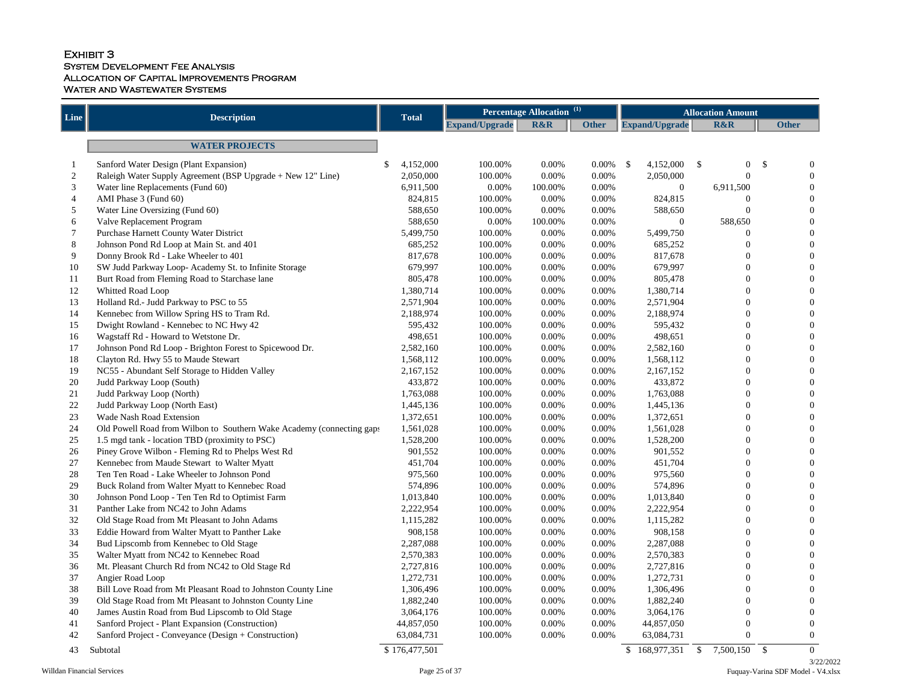# Exhibit 3
## System Development Fee Analysis
## Allocation of Capital Improvements Program
## Water and Wastewater Systems

| Line | Description | Total | Percentage Allocation [1] | | | Allocation Amount | | |
|---|---|---|---|---|---|---|---|---|
| | | | Expand/Upgrade | R&R | Other | Expand/Upgrade | R&R | Other |
| | **WATER PROJECTS** | | | | | | | |
| 1 | Sanford Water Design (Plant Expansion) | $ 4,152,000 | 100.00% | 0.00% | 0.00% | $ 4,152,000 | $ 0 | $ 0 |
| 2 | Raleigh Water Supply Agreement (BSP Upgrade + New 12" Line) | 2,050,000 | 100.00% | 0.00% | 0.00% | 2,050,000 | 0 | 0 |
| 3 | Water line Replacements (Fund 60) | 6,911,500 | 0.00% | 100.00% | 0.00% | 0 | 6,911,500 | 0 |
| 4 | AMI Phase 3 (Fund 60) | 824,815 | 100.00% | 0.00% | 0.00% | 824,815 | 0 | 0 |
| 5 | Water Line Oversizing (Fund 60) | 588,650 | 100.00% | 0.00% | 0.00% | 588,650 | 0 | 0 |
| 6 | Valve Replacement Program | 588,650 | 0.00% | 100.00% | 0.00% | 0 | 588,650 | 0 |
| 7 | Purchase Harnett County Water District | 5,499,750 | 100.00% | 0.00% | 0.00% | 5,499,750 | 0 | 0 |
| 8 | Johnson Pond Rd Loop at Main St. and 401 | 685,252 | 100.00% | 0.00% | 0.00% | 685,252 | 0 | 0 |
| 9 | Donny Brook Rd - Lake Wheeler to 401 | 817,678 | 100.00% | 0.00% | 0.00% | 817,678 | 0 | 0 |
| 10 | SW Judd Parkway Loop- Academy St. to Infinite Storage | 679,997 | 100.00% | 0.00% | 0.00% | 679,997 | 0 | 0 |
| 11 | Burt Road from Fleming Road to Starchase lane | 805,478 | 100.00% | 0.00% | 0.00% | 805,478 | 0 | 0 |
| 12 | Whitted Road Loop | 1,380,714 | 100.00% | 0.00% | 0.00% | 1,380,714 | 0 | 0 |
| 13 | Holland Rd.- Judd Parkway to PSC to 55 | 2,571,904 | 100.00% | 0.00% | 0.00% | 2,571,904 | 0 | 0 |
| 14 | Kennebec from Willow Spring HS to Tram Rd. | 2,188,974 | 100.00% | 0.00% | 0.00% | 2,188,974 | 0 | 0 |
| 15 | Dwight Rowland - Kennebec to NC Hwy 42 | 595,432 | 100.00% | 0.00% | 0.00% | 595,432 | 0 | 0 |
| 16 | Wagstaff Rd - Howard to Wetstone Dr. | 498,651 | 100.00% | 0.00% | 0.00% | 498,651 | 0 | 0 |
| 17 | Johnson Pond Rd Loop - Brighton Forest to Spicewood Dr. | 2,582,160 | 100.00% | 0.00% | 0.00% | 2,582,160 | 0 | 0 |
| 18 | Clayton Rd. Hwy 55 to Maude Stewart | 1,568,112 | 100.00% | 0.00% | 0.00% | 1,568,112 | 0 | 0 |
| 19 | NC55 - Abundant Self Storage to Hidden Valley | 2,167,152 | 100.00% | 0.00% | 0.00% | 2,167,152 | 0 | 0 |
| 20 | Judd Parkway Loop (South) | 433,872 | 100.00% | 0.00% | 0.00% | 433,872 | 0 | 0 |
| 21 | Judd Parkway Loop (North) | 1,763,088 | 100.00% | 0.00% | 0.00% | 1,763,088 | 0 | 0 |
| 22 | Judd Parkway Loop (North East) | 1,445,136 | 100.00% | 0.00% | 0.00% | 1,445,136 | 0 | 0 |
| 23 | Wade Nash Road Extension | 1,372,651 | 100.00% | 0.00% | 0.00% | 1,372,651 | 0 | 0 |
| 24 | Old Powell Road from Wilbon to Southern Wake Academy (connecting gaps | 1,561,028 | 100.00% | 0.00% | 0.00% | 1,561,028 | 0 | 0 |
| 25 | 1.5 mgd tank - location TBD (proximity to PSC) | 1,528,200 | 100.00% | 0.00% | 0.00% | 1,528,200 | 0 | 0 |
| 26 | Piney Grove Wilbon - Fleming Rd to Phelps West Rd | 901,552 | 100.00% | 0.00% | 0.00% | 901,552 | 0 | 0 |
| 27 | Kennebec from Maude Stewart to Walter Myatt | 451,704 | 100.00% | 0.00% | 0.00% | 451,704 | 0 | 0 |
| 28 | Ten Ten Road - Lake Wheeler to Johnson Pond | 975,560 | 100.00% | 0.00% | 0.00% | 975,560 | 0 | 0 |
| 29 | Buck Roland from Walter Myatt to Kennebec Road | 574,896 | 100.00% | 0.00% | 0.00% | 574,896 | 0 | 0 |
| 30 | Johnson Pond Loop - Ten Ten Rd to Optimist Farm | 1,013,840 | 100.00% | 0.00% | 0.00% | 1,013,840 | 0 | 0 |
| 31 | Panther Lake from NC42 to John Adams | 2,222,954 | 100.00% | 0.00% | 0.00% | 2,222,954 | 0 | 0 |
| 32 | Old Stage Road from Mt Pleasant to John Adams | 1,115,282 | 100.00% | 0.00% | 0.00% | 1,115,282 | 0 | 0 |
| 33 | Eddie Howard from Walter Myatt to Panther Lake | 908,158 | 100.00% | 0.00% | 0.00% | 908,158 | 0 | 0 |
| 34 | Bud Lipscomb from Kennebec to Old Stage | 2,287,088 | 100.00% | 0.00% | 0.00% | 2,287,088 | 0 | 0 |
| 35 | Walter Myatt from NC42 to Kennebec Road | 2,570,383 | 100.00% | 0.00% | 0.00% | 2,570,383 | 0 | 0 |
| 36 | Mt. Pleasant Church Rd from NC42 to Old Stage Rd | 2,727,816 | 100.00% | 0.00% | 0.00% | 2,727,816 | 0 | 0 |
| 37 | Angier Road Loop | 1,272,731 | 100.00% | 0.00% | 0.00% | 1,272,731 | 0 | 0 |
| 38 | Bill Love Road from Mt Pleasant Road to Johnston County Line | 1,306,496 | 100.00% | 0.00% | 0.00% | 1,306,496 | 0 | 0 |
| 39 | Old Stage Road from Mt Pleasant to Johnston County Line | 1,882,240 | 100.00% | 0.00% | 0.00% | 1,882,240 | 0 | 0 |
| 40 | James Austin Road from Bud Lipscomb to Old Stage | 3,064,176 | 100.00% | 0.00% | 0.00% | 3,064,176 | 0 | 0 |
| 41 | Sanford Project - Plant Expansion (Construction) | 44,857,050 | 100.00% | 0.00% | 0.00% | 44,857,050 | 0 | 0 |
| 42 | Sanford Project - Conveyance (Design + Construction) | 63,084,731 | 100.00% | 0.00% | 0.00% | 63,084,731 | 0 | 0 |
| 43 | Subtotal | $ 176,477,501 | | | | $ 168,977,351 | $ 7,500,150 | $ 0 |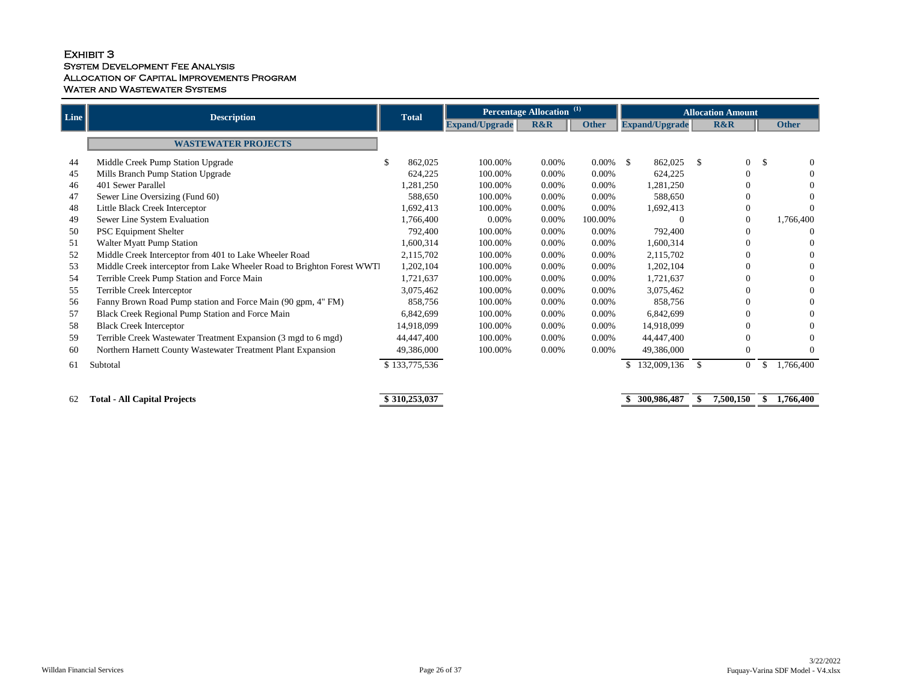# Exhibit 3
## System Development Fee Analysis
## Allocation of Capital Improvements Program
## Water and Wastewater Systems

| Line | Description | Total | Percentage Allocation (1) | | | Allocation Amount | | |
|---|---|---|---|---|---|---|---|---|
| | | | Expand/Upgrade | R&R | Other | Expand/Upgrade | R&R | Other |
| | **WASTEWATER PROJECTS** | | | | | | | |
| 44 | Middle Creek Pump Station Upgrade | $ 862,025 | 100.00% | 0.00% | 0.00% | $ 862,025 | $ 0 | $ 0 |
| 45 | Mills Branch Pump Station Upgrade | 624,225 | 100.00% | 0.00% | 0.00% | 624,225 | 0 | 0 |
| 46 | 401 Sewer Parallel | 1,281,250 | 100.00% | 0.00% | 0.00% | 1,281,250 | 0 | 0 |
| 47 | Sewer Line Oversizing (Fund 60) | 588,650 | 100.00% | 0.00% | 0.00% | 588,650 | 0 | 0 |
| 48 | Little Black Creek Interceptor | 1,692,413 | 100.00% | 0.00% | 0.00% | 1,692,413 | 0 | 0 |
| 49 | Sewer Line System Evaluation | 1,766,400 | 0.00% | 0.00% | 100.00% | 0 | 0 | 1,766,400 |
| 50 | PSC Equipment Shelter | 792,400 | 100.00% | 0.00% | 0.00% | 792,400 | 0 | 0 |
| 51 | Walter Myatt Pump Station | 1,600,314 | 100.00% | 0.00% | 0.00% | 1,600,314 | 0 | 0 |
| 52 | Middle Creek Interceptor from 401 to Lake Wheeler Road | 2,115,702 | 100.00% | 0.00% | 0.00% | 2,115,702 | 0 | 0 |
| 53 | Middle Creek interceptor from Lake Wheeler Road to Brighton Forest WWTI | 1,202,104 | 100.00% | 0.00% | 0.00% | 1,202,104 | 0 | 0 |
| 54 | Terrible Creek Pump Station and Force Main | 1,721,637 | 100.00% | 0.00% | 0.00% | 1,721,637 | 0 | 0 |
| 55 | Terrible Creek Interceptor | 3,075,462 | 100.00% | 0.00% | 0.00% | 3,075,462 | 0 | 0 |
| 56 | Fanny Brown Road Pump station and Force Main (90 gpm, 4" FM) | 858,756 | 100.00% | 0.00% | 0.00% | 858,756 | 0 | 0 |
| 57 | Black Creek Regional Pump Station and Force Main | 6,842,699 | 100.00% | 0.00% | 0.00% | 6,842,699 | 0 | 0 |
| 58 | Black Creek Interceptor | 14,918,099 | 100.00% | 0.00% | 0.00% | 14,918,099 | 0 | 0 |
| 59 | Terrible Creek Wastewater Treatment Expansion (3 mgd to 6 mgd) | 44,447,400 | 100.00% | 0.00% | 0.00% | 44,447,400 | 0 | 0 |
| 60 | Northern Harnett County Wastewater Treatment Plant Expansion | 49,386,000 | 100.00% | 0.00% | 0.00% | 49,386,000 | 0 | 0 |
| 61 | Subtotal | $ 133,775,536 | | | | $ 132,009,136 | $ 0 | $ 1,766,400 |
| 62 | **Total - All Capital Projects** | **$ 310,253,037** | | | | **$ 300,986,487** | **$ 7,500,150** | **$ 1,766,400** |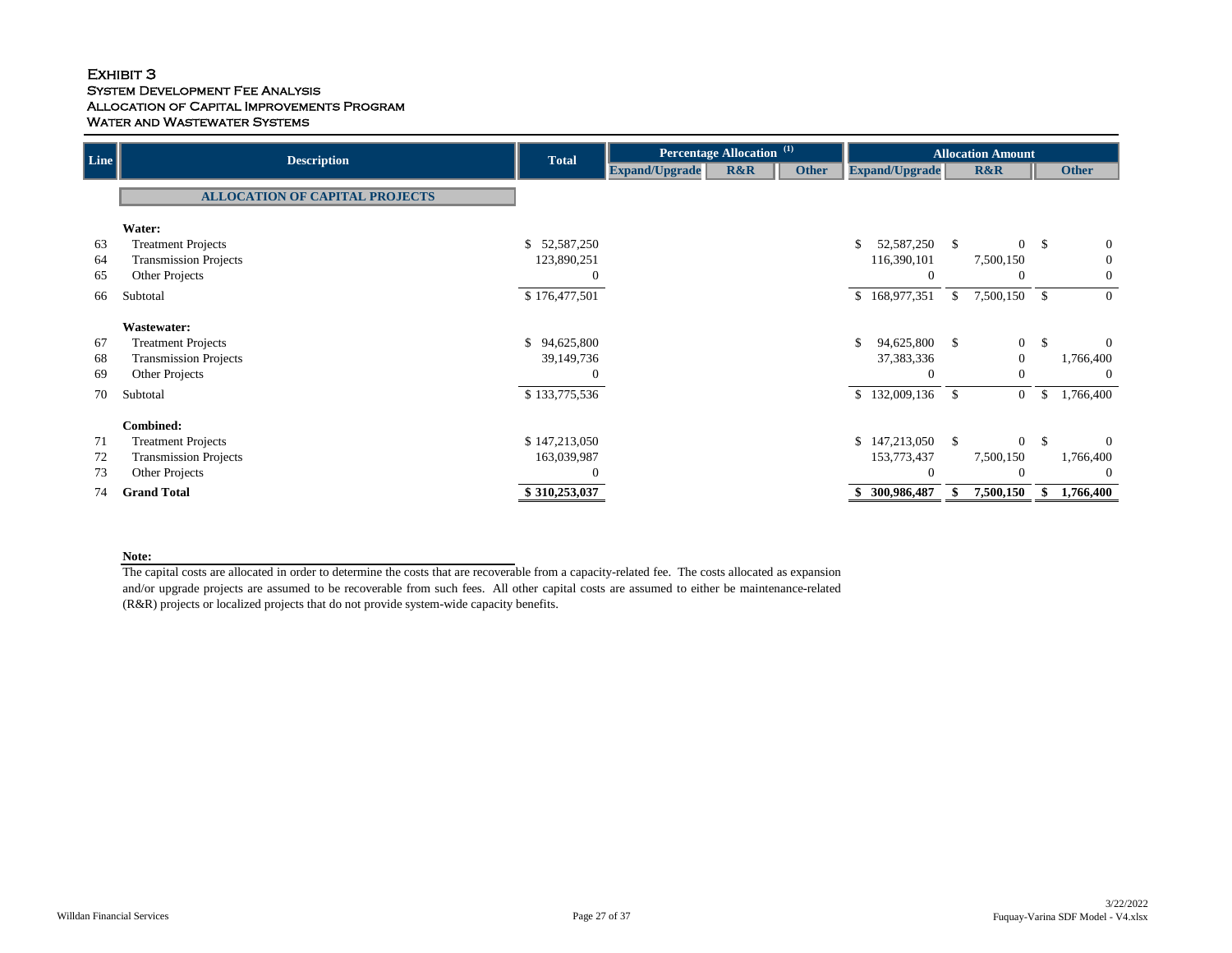# Exhibit 3
## System Development Fee Analysis
## Allocation of Capital Improvements Program
## Water and Wastewater Systems

| Line | Description | Total | Percentage Allocation [1] | | | Allocation Amount | | |
|---|---|---|---|---|---|---|---|---|
| | | | Expand/Upgrade | R&R | Other | Expand/Upgrade | R&R | Other |
| | **ALLOCATION OF CAPITAL PROJECTS** | | | | | | | |
| | **Water:** | | | | | | | |
| 63 | Treatment Projects | $ 52,587,250 | | | | $ 52,587,250 | $ 0 | $ 0 |
| 64 | Transmission Projects | 123,890,251 | | | | 116,390,101 | 7,500,150 | 0 |
| 65 | Other Projects | 0 | | | | 0 | 0 | 0 |
| 66 | Subtotal | $ 176,477,501 | | | | $ 168,977,351 | $ 7,500,150 | $ 0 |
| | **Wastewater:** | | | | | | | |
| 67 | Treatment Projects | $ 94,625,800 | | | | $ 94,625,800 | $ 0 | $ 0 |
| 68 | Transmission Projects | 39,149,736 | | | | 37,383,336 | 0 | 1,766,400 |
| 69 | Other Projects | 0 | | | | 0 | 0 | 0 |
| 70 | Subtotal | $ 133,775,536 | | | | $ 132,009,136 | $ 0 | $ 1,766,400 |
| | **Combined:** | | | | | | | |
| 71 | Treatment Projects | $ 147,213,050 | | | | $ 147,213,050 | $ 0 | $ 0 |
| 72 | Transmission Projects | 163,039,987 | | | | 153,773,437 | 7,500,150 | 1,766,400 |
| 73 | Other Projects | 0 | | | | 0 | 0 | 0 |
| 74 | **Grand Total** | **$ 310,253,037** | | | | **$ 300,986,487** | **$ 7,500,150** | **$ 1,766,400** |

**Note:**

The capital costs are allocated in order to determine the costs that are recoverable from a capacity-related fee. The costs allocated as expansion and/or upgrade projects are assumed to be recoverable from such fees. All other capital costs are assumed to either be maintenance-related (R&R) projects or localized projects that do not provide system-wide capacity benefits.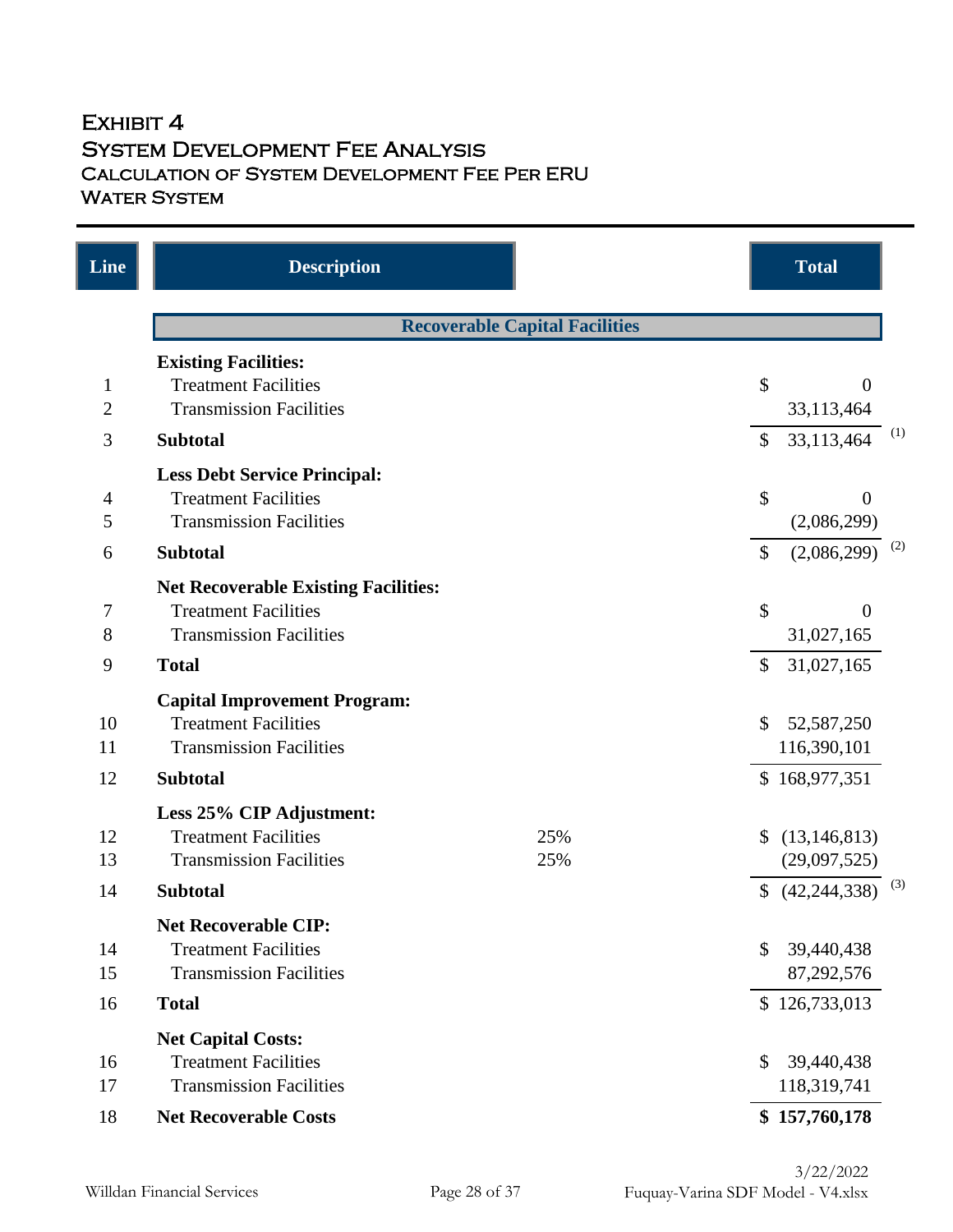# Exhibit 4
## System Development Fee Analysis
### Calculation of System Development Fee Per ERU
### Water System

| Line | Description | | Total | |
|---|---|---|---|---|
| | **Recoverable Capital Facilities** | | | |
| | **Existing Facilities:** | | | |
| 1 | Treatment Facilities | | $ 0 | |
| 2 | Transmission Facilities | | 33,113,464 | |
| 3 | **Subtotal** | | $ 33,113,464 | (1) |
| | **Less Debt Service Principal:** | | | |
| 4 | Treatment Facilities | | $ 0 | |
| 5 | Transmission Facilities | | (2,086,299) | |
| 6 | **Subtotal** | | $ (2,086,299) | (2) |
| | **Net Recoverable Existing Facilities:** | | | |
| 7 | Treatment Facilities | | $ 0 | |
| 8 | Transmission Facilities | | 31,027,165 | |
| 9 | **Total** | | $ 31,027,165 | |
| | **Capital Improvement Program:** | | | |
| 10 | Treatment Facilities | | $ 52,587,250 | |
| 11 | Transmission Facilities | | 116,390,101 | |
| 12 | **Subtotal** | | $ 168,977,351 | |
| | **Less 25% CIP Adjustment:** | | | |
| 12 | Treatment Facilities | 25% | $ (13,146,813) | |
| 13 | Transmission Facilities | 25% | (29,097,525) | |
| 14 | **Subtotal** | | $ (42,244,338) | (3) |
| | **Net Recoverable CIP:** | | | |
| 14 | Treatment Facilities | | $ 39,440,438 | |
| 15 | Transmission Facilities | | 87,292,576 | |
| 16 | **Total** | | $ 126,733,013 | |
| | **Net Capital Costs:** | | | |
| 16 | Treatment Facilities | | $ 39,440,438 | |
| 17 | Transmission Facilities | | 118,319,741 | |
| 18 | **Net Recoverable Costs** | | **$ 157,760,178** | |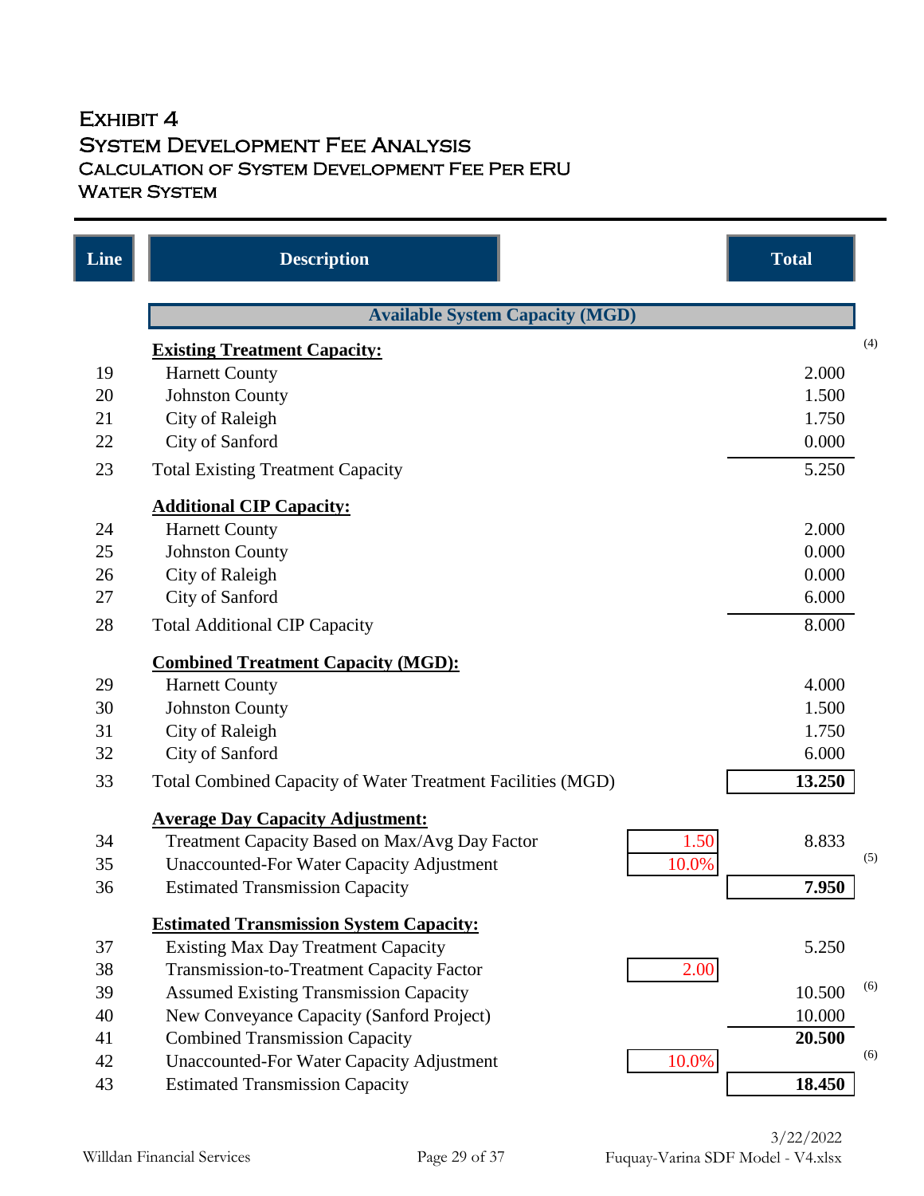# Exhibit 4
## System Development Fee Analysis
### Calculation of System Development Fee Per ERU
### Water System

| Line | Description | | Total | |
|---|---|---|---|---|
| | **Available System Capacity (MGD)** | | | |
| | **Existing Treatment Capacity:** | | | (4) |
| 19 | Harnett County | | 2.000 | |
| 20 | Johnston County | | 1.500 | |
| 21 | City of Raleigh | | 1.750 | |
| 22 | City of Sanford | | 0.000 | |
| 23 | Total Existing Treatment Capacity | | 5.250 | |
| | **Additional CIP Capacity:** | | | |
| 24 | Harnett County | | 2.000 | |
| 25 | Johnston County | | 0.000 | |
| 26 | City of Raleigh | | 0.000 | |
| 27 | City of Sanford | | 6.000 | |
| 28 | Total Additional CIP Capacity | | 8.000 | |
| | **Combined Treatment Capacity (MGD):** | | | |
| 29 | Harnett County | | 4.000 | |
| 30 | Johnston County | | 1.500 | |
| 31 | City of Raleigh | | 1.750 | |
| 32 | City of Sanford | | 6.000 | |
| 33 | Total Combined Capacity of Water Treatment Facilities (MGD) | | **13.250** | |
| | **Average Day Capacity Adjustment:** | | | |
| 34 | Treatment Capacity Based on Max/Avg Day Factor | 1.50 | 8.833 | |
| 35 | Unaccounted-For Water Capacity Adjustment | 10.0% | | (5) |
| 36 | Estimated Transmission Capacity | | **7.950** | |
| | **Estimated Transmission System Capacity:** | | | |
| 37 | Existing Max Day Treatment Capacity | | 5.250 | |
| 38 | Transmission-to-Treatment Capacity Factor | 2.00 | | |
| 39 | Assumed Existing Transmission Capacity | | 10.500 | (6) |
| 40 | New Conveyance Capacity (Sanford Project) | | 10.000 | |
| 41 | Combined Transmission Capacity | | **20.500** | |
| 42 | Unaccounted-For Water Capacity Adjustment | 10.0% | | (6) |
| 43 | Estimated Transmission Capacity | | **18.450** | |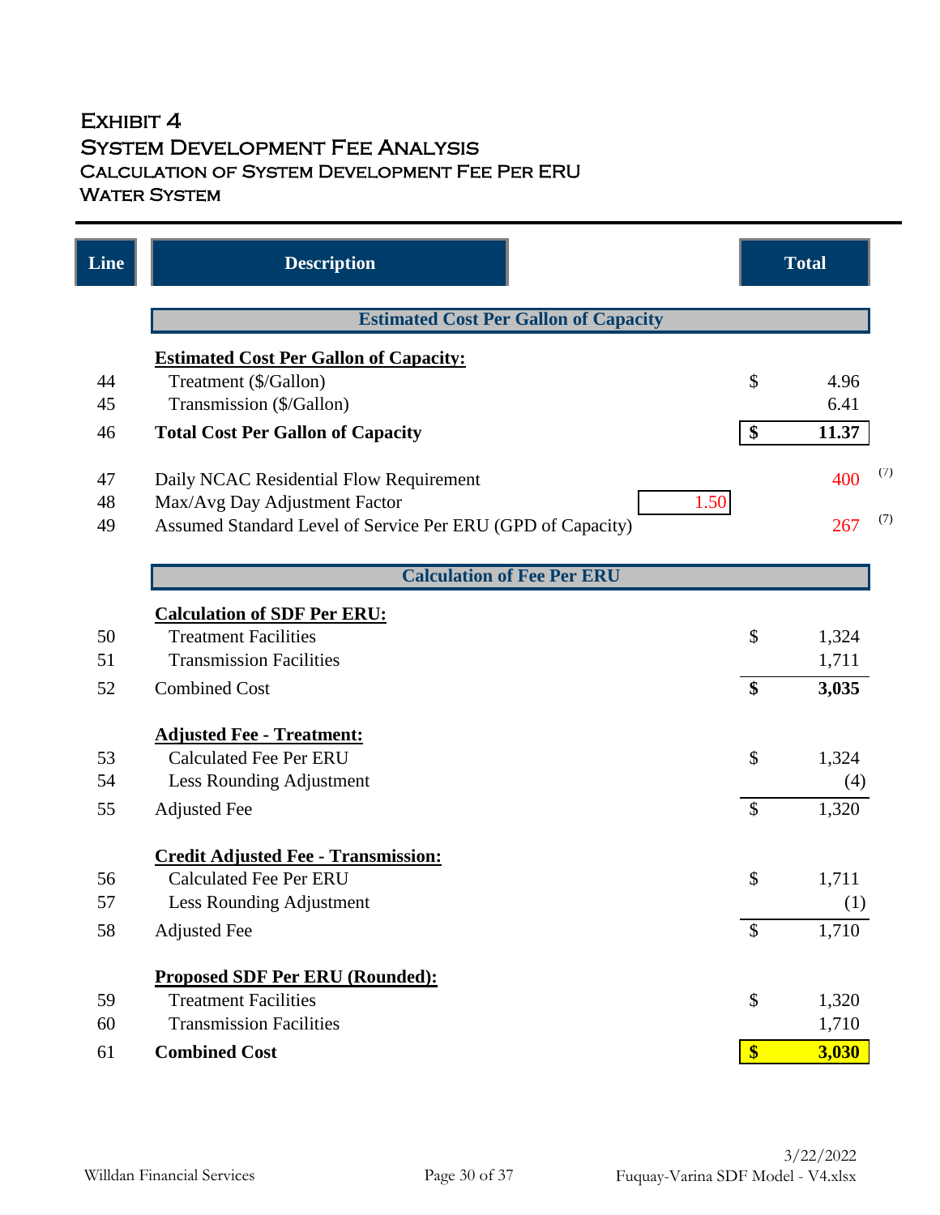# Exhibit 4

## System Development Fee Analysis

### Calculation of System Development Fee Per ERU

### Water System

| Line | Description | | Total | |
|---|---|---|---|---|
| | **Estimated Cost Per Gallon of Capacity** | | | |
| | **Estimated Cost Per Gallon of Capacity:** | | | |
| 44 | Treatment ($/Gallon) | | $ 4.96 | |
| 45 | Transmission ($/Gallon) | | 6.41 | |
| 46 | **Total Cost Per Gallon of Capacity** | | **$ 11.37** | |
| 47 | Daily NCAC Residential Flow Requirement | | 400 | (7) |
| 48 | Max/Avg Day Adjustment Factor | 1.50 | | |
| 49 | Assumed Standard Level of Service Per ERU (GPD of Capacity) | | 267 | (7) |
| | **Calculation of Fee Per ERU** | | | |
| | **Calculation of SDF Per ERU:** | | | |
| 50 | Treatment Facilities | | $ 1,324 | |
| 51 | Transmission Facilities | | 1,711 | |
| 52 | Combined Cost | | **$ 3,035** | |
| | **Adjusted Fee - Treatment:** | | | |
| 53 | Calculated Fee Per ERU | | $ 1,324 | |
| 54 | Less Rounding Adjustment | | (4) | |
| 55 | Adjusted Fee | | $ 1,320 | |
| | **Credit Adjusted Fee - Transmission:** | | | |
| 56 | Calculated Fee Per ERU | | $ 1,711 | |
| 57 | Less Rounding Adjustment | | (1) | |
| 58 | Adjusted Fee | | $ 1,710 | |
| | **Proposed SDF Per ERU (Rounded):** | | | |
| 59 | Treatment Facilities | | $ 1,320 | |
| 60 | Transmission Facilities | | 1,710 | |
| 61 | **Combined Cost** | | **$ 3,030** | |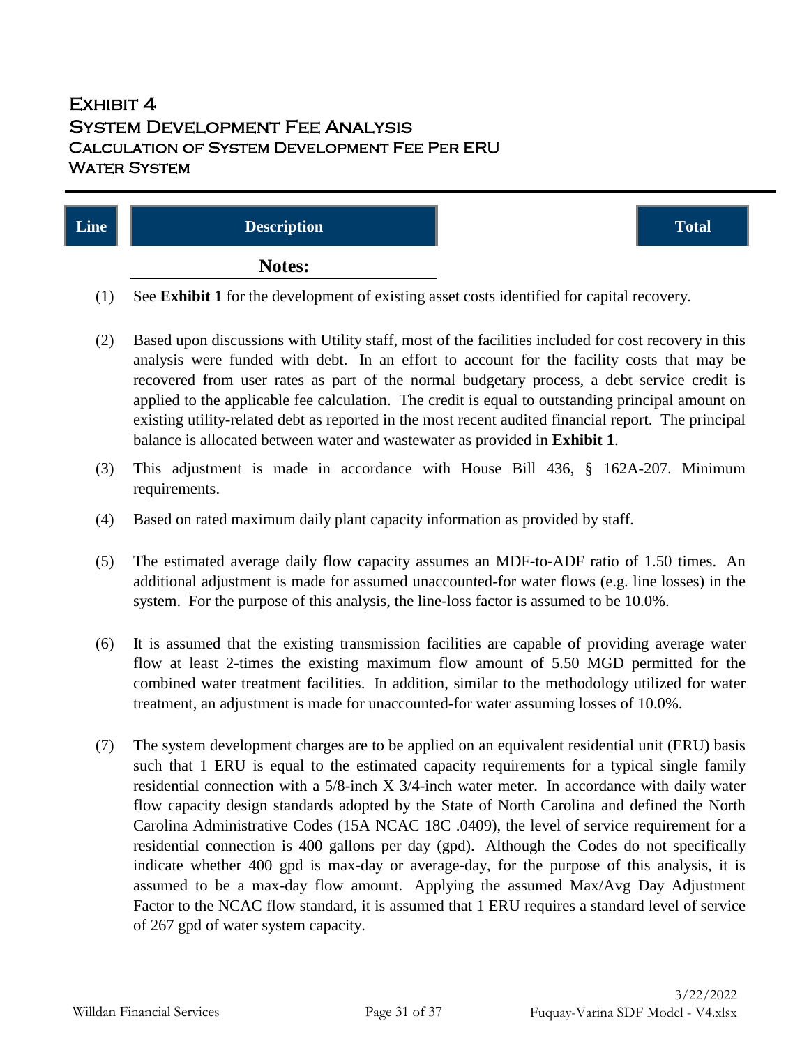# Exhibit 4
## System Development Fee Analysis
### Calculation of System Development Fee Per ERU
### Water System

| Line | Description | Total |
|---|---|---|

**Notes:**

(1) See **Exhibit 1** for the development of existing asset costs identified for capital recovery.

(2) Based upon discussions with Utility staff, most of the facilities included for cost recovery in this analysis were funded with debt. In an effort to account for the facility costs that may be recovered from user rates as part of the normal budgetary process, a debt service credit is applied to the applicable fee calculation. The credit is equal to outstanding principal amount on existing utility-related debt as reported in the most recent audited financial report. The principal balance is allocated between water and wastewater as provided in **Exhibit 1**.

(3) This adjustment is made in accordance with House Bill 436, § 162A-207. Minimum requirements.

(4) Based on rated maximum daily plant capacity information as provided by staff.

(5) The estimated average daily flow capacity assumes an MDF-to-ADF ratio of 1.50 times. An additional adjustment is made for assumed unaccounted-for water flows (e.g. line losses) in the system. For the purpose of this analysis, the line-loss factor is assumed to be 10.0%.

(6) It is assumed that the existing transmission facilities are capable of providing average water flow at least 2-times the existing maximum flow amount of 5.50 MGD permitted for the combined water treatment facilities. In addition, similar to the methodology utilized for water treatment, an adjustment is made for unaccounted-for water assuming losses of 10.0%.

(7) The system development charges are to be applied on an equivalent residential unit (ERU) basis such that 1 ERU is equal to the estimated capacity requirements for a typical single family residential connection with a 5/8-inch X 3/4-inch water meter. In accordance with daily water flow capacity design standards adopted by the State of North Carolina and defined the North Carolina Administrative Codes (15A NCAC 18C .0409), the level of service requirement for a residential connection is 400 gallons per day (gpd). Although the Codes do not specifically indicate whether 400 gpd is max-day or average-day, for the purpose of this analysis, it is assumed to be a max-day flow amount. Applying the assumed Max/Avg Day Adjustment Factor to the NCAC flow standard, it is assumed that 1 ERU requires a standard level of service of 267 gpd of water system capacity.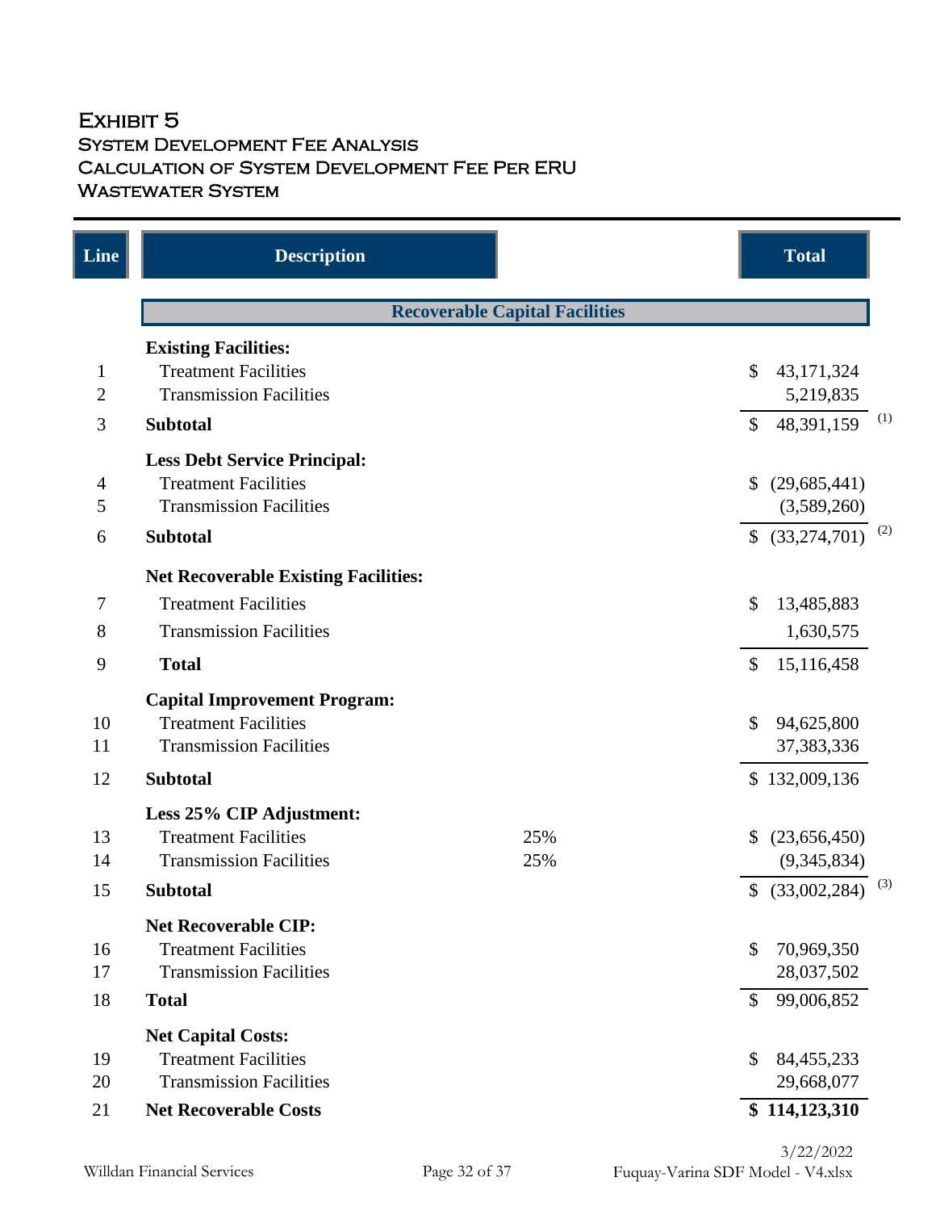# Exhibit 5
## System Development Fee Analysis
## Calculation of System Development Fee Per ERU
## Wastewater System

| Line | Description | | Total | |
|---|---|---|---|---|
| | **Recoverable Capital Facilities** | | | |
| | **Existing Facilities:** | | | |
| 1 | Treatment Facilities | | $ 43,171,324 | |
| 2 | Transmission Facilities | | 5,219,835 | |
| 3 | **Subtotal** | | $ 48,391,159 | (1) |
| | **Less Debt Service Principal:** | | | |
| 4 | Treatment Facilities | | $ (29,685,441) | |
| 5 | Transmission Facilities | | (3,589,260) | |
| 6 | **Subtotal** | | $ (33,274,701) | (2) |
| | **Net Recoverable Existing Facilities:** | | | |
| 7 | Treatment Facilities | | $ 13,485,883 | |
| 8 | Transmission Facilities | | 1,630,575 | |
| 9 | **Total** | | $ 15,116,458 | |
| | **Capital Improvement Program:** | | | |
| 10 | Treatment Facilities | | $ 94,625,800 | |
| 11 | Transmission Facilities | | 37,383,336 | |
| 12 | **Subtotal** | | $ 132,009,136 | |
| | **Less 25% CIP Adjustment:** | | | |
| 13 | Treatment Facilities | 25% | $ (23,656,450) | |
| 14 | Transmission Facilities | 25% | (9,345,834) | |
| 15 | **Subtotal** | | $ (33,002,284) | (3) |
| | **Net Recoverable CIP:** | | | |
| 16 | Treatment Facilities | | $ 70,969,350 | |
| 17 | Transmission Facilities | | 28,037,502 | |
| 18 | **Total** | | $ 99,006,852 | |
| | **Net Capital Costs:** | | | |
| 19 | Treatment Facilities | | $ 84,455,233 | |
| 20 | Transmission Facilities | | 29,668,077 | |
| 21 | **Net Recoverable Costs** | | **$ 114,123,310** | |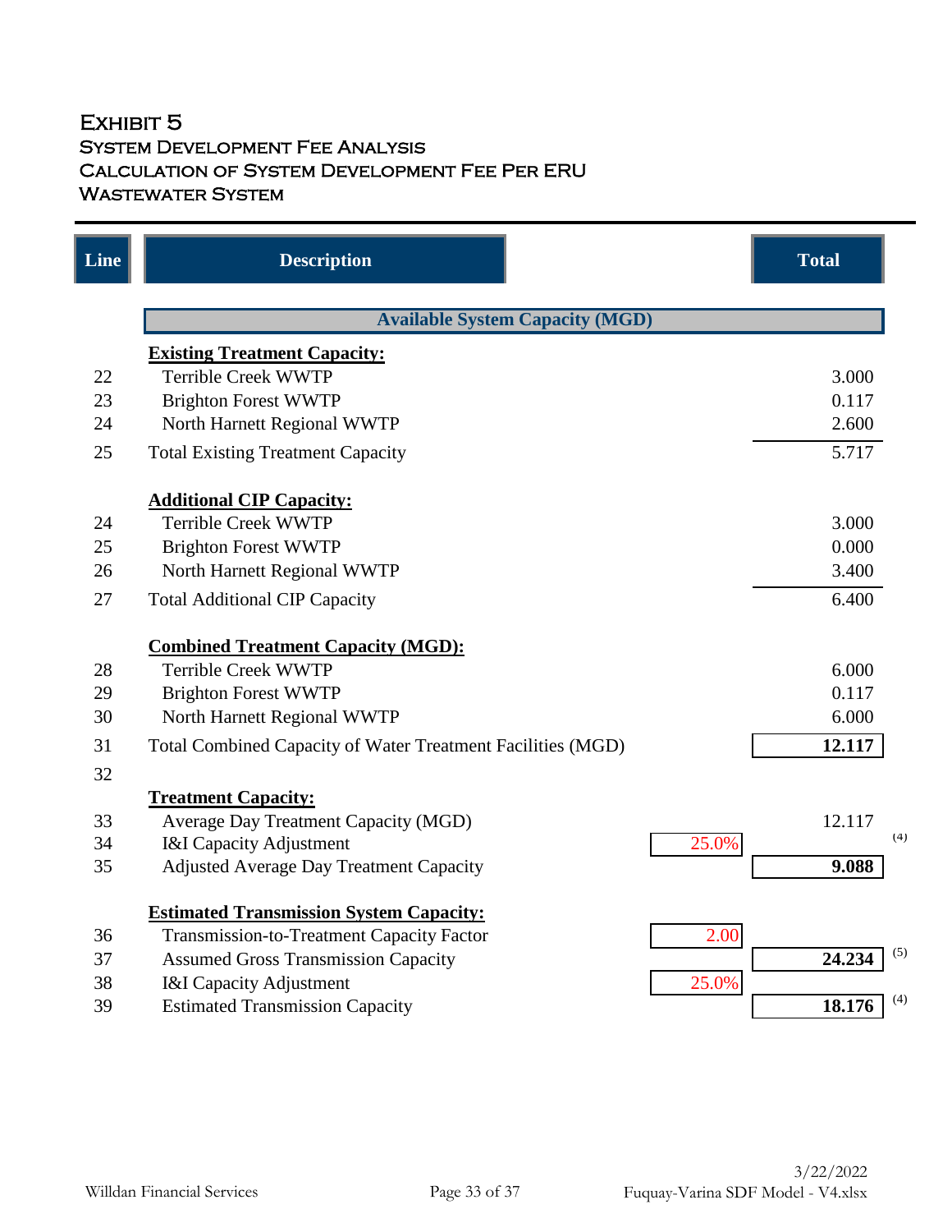# Exhibit 5
## System Development Fee Analysis
## Calculation of System Development Fee Per ERU
## Wastewater System

| Line | Description | | Total | |
|---|---|---|---|---|
| | **Available System Capacity (MGD)** | | | |
| | **Existing Treatment Capacity:** | | | |
| 22 | Terrible Creek WWTP | | 3.000 | |
| 23 | Brighton Forest WWTP | | 0.117 | |
| 24 | North Harnett Regional WWTP | | 2.600 | |
| 25 | Total Existing Treatment Capacity | | 5.717 | |
| | **Additional CIP Capacity:** | | | |
| 24 | Terrible Creek WWTP | | 3.000 | |
| 25 | Brighton Forest WWTP | | 0.000 | |
| 26 | North Harnett Regional WWTP | | 3.400 | |
| 27 | Total Additional CIP Capacity | | 6.400 | |
| | **Combined Treatment Capacity (MGD):** | | | |
| 28 | Terrible Creek WWTP | | 6.000 | |
| 29 | Brighton Forest WWTP | | 0.117 | |
| 30 | North Harnett Regional WWTP | | 6.000 | |
| 31 | Total Combined Capacity of Water Treatment Facilities (MGD) | | **12.117** | |
| 32 | | | | |
| | **Treatment Capacity:** | | | |
| 33 | Average Day Treatment Capacity (MGD) | | 12.117 | |
| 34 | I&I Capacity Adjustment | 25.0% | | (4) |
| 35 | Adjusted Average Day Treatment Capacity | | **9.088** | |
| | **Estimated Transmission System Capacity:** | | | |
| 36 | Transmission-to-Treatment Capacity Factor | 2.00 | | |
| 37 | Assumed Gross Transmission Capacity | | **24.234** | (5) |
| 38 | I&I Capacity Adjustment | 25.0% | | |
| 39 | Estimated Transmission Capacity | | **18.176** | (4) |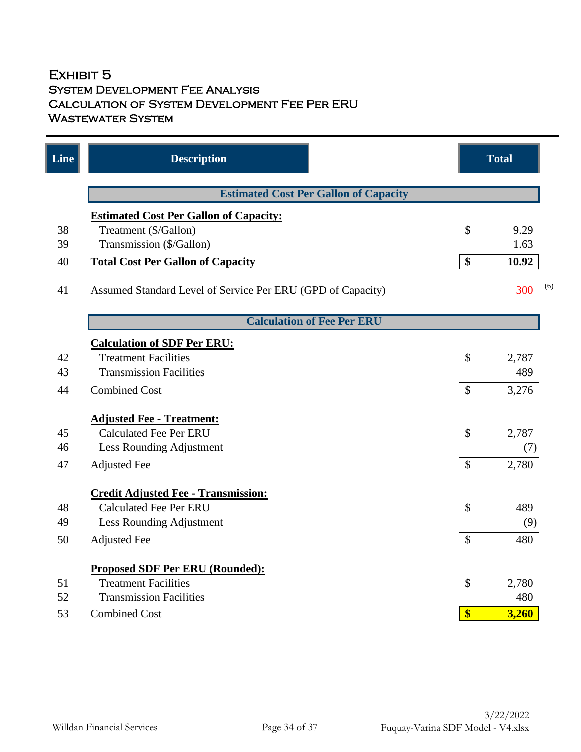# Exhibit 5
## System Development Fee Analysis
## Calculation of System Development Fee Per ERU
## Wastewater System

| Line | Description | | Total |
|---|---|---|---|
| | **Estimated Cost Per Gallon of Capacity** | | |
| | **Estimated Cost Per Gallon of Capacity:** | | |
| 38 | Treatment ($/Gallon) | $ | 9.29 |
| 39 | Transmission ($/Gallon) | | 1.63 |
| 40 | **Total Cost Per Gallon of Capacity** | **$** | **10.92** |
| 41 | Assumed Standard Level of Service Per ERU (GPD of Capacity) | | 300 (6) |
| | **Calculation of Fee Per ERU** | | |
| | **Calculation of SDF Per ERU:** | | |
| 42 | Treatment Facilities | $ | 2,787 |
| 43 | Transmission Facilities | | 489 |
| 44 | Combined Cost | $ | 3,276 |
| | **Adjusted Fee - Treatment:** | | |
| 45 | Calculated Fee Per ERU | $ | 2,787 |
| 46 | Less Rounding Adjustment | | (7) |
| 47 | Adjusted Fee | $ | 2,780 |
| | **Credit Adjusted Fee - Transmission:** | | |
| 48 | Calculated Fee Per ERU | $ | 489 |
| 49 | Less Rounding Adjustment | | (9) |
| 50 | Adjusted Fee | $ | 480 |
| | **Proposed SDF Per ERU (Rounded):** | | |
| 51 | Treatment Facilities | $ | 2,780 |
| 52 | Transmission Facilities | | 480 |
| 53 | Combined Cost | **$** | **3,260** |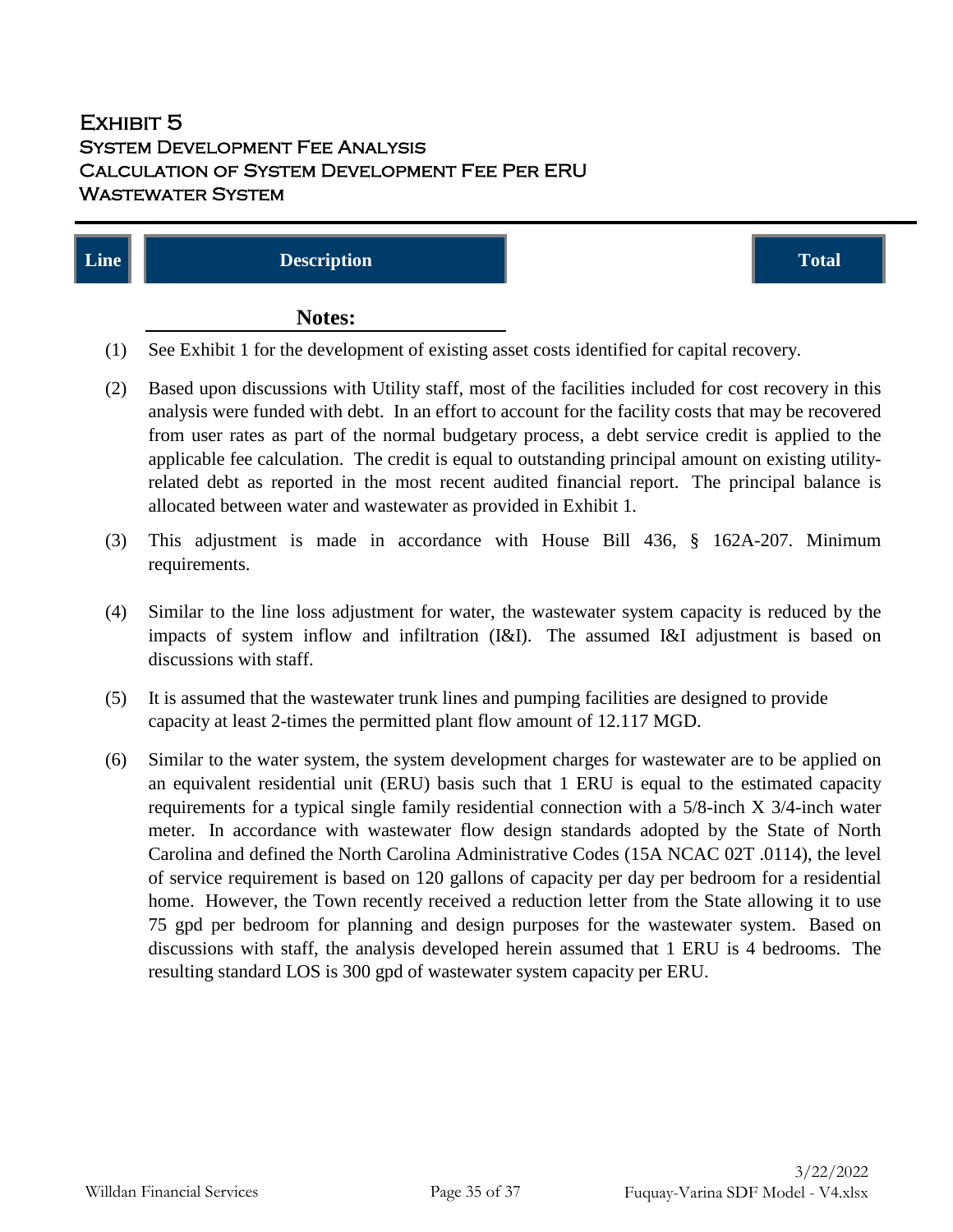# Exhibit 5
## System Development Fee Analysis
## Calculation of System Development Fee Per ERU
## Wastewater System

| Line | Description | Total |
|---|---|---|

**Notes:**

(1) See Exhibit 1 for the development of existing asset costs identified for capital recovery.

(2) Based upon discussions with Utility staff, most of the facilities included for cost recovery in this analysis were funded with debt. In an effort to account for the facility costs that may be recovered from user rates as part of the normal budgetary process, a debt service credit is applied to the applicable fee calculation. The credit is equal to outstanding principal amount on existing utility-related debt as reported in the most recent audited financial report. The principal balance is allocated between water and wastewater as provided in Exhibit 1.

(3) This adjustment is made in accordance with House Bill 436, § 162A-207. Minimum requirements.

(4) Similar to the line loss adjustment for water, the wastewater system capacity is reduced by the impacts of system inflow and infiltration (I&I). The assumed I&I adjustment is based on discussions with staff.

(5) It is assumed that the wastewater trunk lines and pumping facilities are designed to provide capacity at least 2-times the permitted plant flow amount of 12.117 MGD.

(6) Similar to the water system, the system development charges for wastewater are to be applied on an equivalent residential unit (ERU) basis such that 1 ERU is equal to the estimated capacity requirements for a typical single family residential connection with a 5/8-inch X 3/4-inch water meter. In accordance with wastewater flow design standards adopted by the State of North Carolina and defined the North Carolina Administrative Codes (15A NCAC 02T .0114), the level of service requirement is based on 120 gallons of capacity per day per bedroom for a residential home. However, the Town recently received a reduction letter from the State allowing it to use 75 gpd per bedroom for planning and design purposes for the wastewater system. Based on discussions with staff, the analysis developed herein assumed that 1 ERU is 4 bedrooms. The resulting standard LOS is 300 gpd of wastewater system capacity per ERU.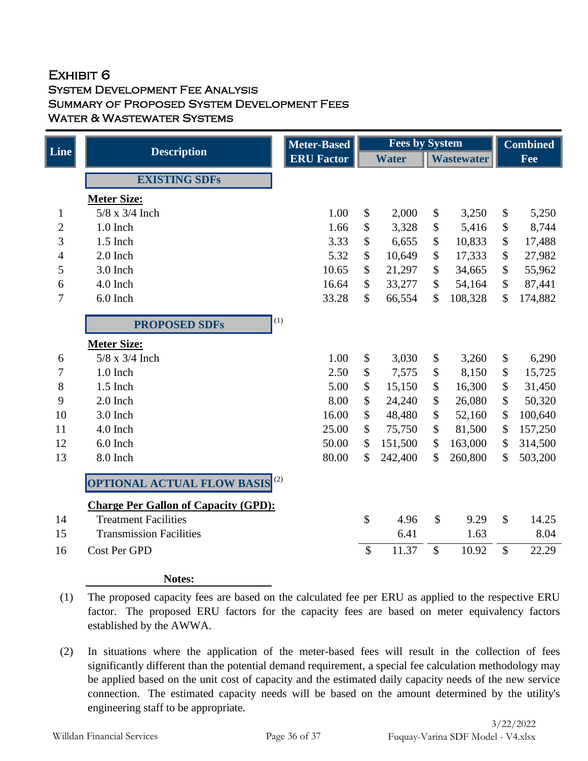# Exhibit 6
## System Development Fee Analysis
## Summary of Proposed System Development Fees
## Water & Wastewater Systems

| Line | Description | Meter-Based ERU Factor | Fees by System | | Combined Fee |
|---|---|---|---|---|---|
| | | | Water | Wastewater | |
| | **EXISTING SDFs** | | | | |
| | **Meter Size:** | | | | |
| 1 | 5/8 x 3/4 Inch | 1.00 | $ 2,000 | $ 3,250 | $ 5,250 |
| 2 | 1.0 Inch | 1.66 | $ 3,328 | $ 5,416 | $ 8,744 |
| 3 | 1.5 Inch | 3.33 | $ 6,655 | $ 10,833 | $ 17,488 |
| 4 | 2.0 Inch | 5.32 | $ 10,649 | $ 17,333 | $ 27,982 |
| 5 | 3.0 Inch | 10.65 | $ 21,297 | $ 34,665 | $ 55,962 |
| 6 | 4.0 Inch | 16.64 | $ 33,277 | $ 54,164 | $ 87,441 |
| 7 | 6.0 Inch | 33.28 | $ 66,554 | $ 108,328 | $ 174,882 |
| | **PROPOSED SDFs** (1) | | | | |
| | **Meter Size:** | | | | |
| 6 | 5/8 x 3/4 Inch | 1.00 | $ 3,030 | $ 3,260 | $ 6,290 |
| 7 | 1.0 Inch | 2.50 | $ 7,575 | $ 8,150 | $ 15,725 |
| 8 | 1.5 Inch | 5.00 | $ 15,150 | $ 16,300 | $ 31,450 |
| 9 | 2.0 Inch | 8.00 | $ 24,240 | $ 26,080 | $ 50,320 |
| 10 | 3.0 Inch | 16.00 | $ 48,480 | $ 52,160 | $ 100,640 |
| 11 | 4.0 Inch | 25.00 | $ 75,750 | $ 81,500 | $ 157,250 |
| 12 | 6.0 Inch | 50.00 | $ 151,500 | $ 163,000 | $ 314,500 |
| 13 | 8.0 Inch | 80.00 | $ 242,400 | $ 260,800 | $ 503,200 |
| | **OPTIONAL ACTUAL FLOW BASIS** (2) | | | | |
| | **Charge Per Gallon of Capacity (GPD):** | | | | |
| 14 | Treatment Facilities | | $ 4.96 | $ 9.29 | $ 14.25 |
| 15 | Transmission Facilities | | 6.41 | 1.63 | 8.04 |
| 16 | Cost Per GPD | | $ 11.37 | $ 10.92 | $ 22.29 |

**Notes:**

(1) The proposed capacity fees are based on the calculated fee per ERU as applied to the respective ERU factor. The proposed ERU factors for the capacity fees are based on meter equivalency factors established by the AWWA.

(2) In situations where the application of the meter-based fees will result in the collection of fees significantly different than the potential demand requirement, a special fee calculation methodology may be applied based on the unit cost of capacity and the estimated daily capacity needs of the new service connection. The estimated capacity needs will be based on the amount determined by the utility's engineering staff to be appropriate.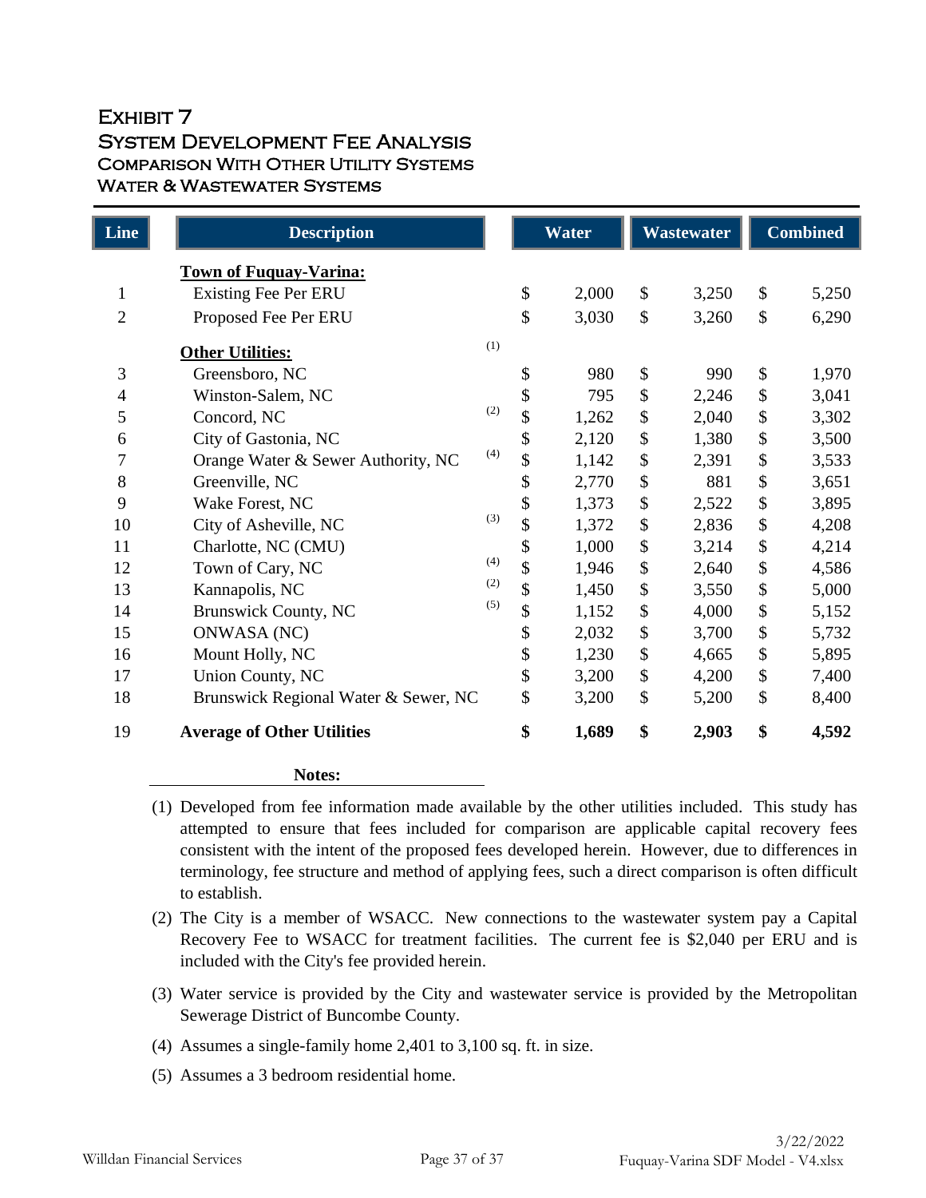# Exhibit 7
## System Development Fee Analysis
### Comparison With Other Utility Systems
### Water & Wastewater Systems

| Line | Description | | Water | Wastewater | Combined |
|---|---|---|---|---|---|
| | **Town of Fuquay-Varina:** | | | | |
| 1 | Existing Fee Per ERU | | $ 2,000 | $ 3,250 | $ 5,250 |
| 2 | Proposed Fee Per ERU | | $ 3,030 | $ 3,260 | $ 6,290 |
| | **Other Utilities:** | (1) | | | |
| 3 | Greensboro, NC | | $ 980 | $ 990 | $ 1,970 |
| 4 | Winston-Salem, NC | | $ 795 | $ 2,246 | $ 3,041 |
| 5 | Concord, NC | (2) | $ 1,262 | $ 2,040 | $ 3,302 |
| 6 | City of Gastonia, NC | | $ 2,120 | $ 1,380 | $ 3,500 |
| 7 | Orange Water & Sewer Authority, NC | (4) | $ 1,142 | $ 2,391 | $ 3,533 |
| 8 | Greenville, NC | | $ 2,770 | $ 881 | $ 3,651 |
| 9 | Wake Forest, NC | | $ 1,373 | $ 2,522 | $ 3,895 |
| 10 | City of Asheville, NC | (3) | $ 1,372 | $ 2,836 | $ 4,208 |
| 11 | Charlotte, NC (CMU) | | $ 1,000 | $ 3,214 | $ 4,214 |
| 12 | Town of Cary, NC | (4) | $ 1,946 | $ 2,640 | $ 4,586 |
| 13 | Kannapolis, NC | (2) | $ 1,450 | $ 3,550 | $ 5,000 |
| 14 | Brunswick County, NC | (5) | $ 1,152 | $ 4,000 | $ 5,152 |
| 15 | ONWASA (NC) | | $ 2,032 | $ 3,700 | $ 5,732 |
| 16 | Mount Holly, NC | | $ 1,230 | $ 4,665 | $ 5,895 |
| 17 | Union County, NC | | $ 3,200 | $ 4,200 | $ 7,400 |
| 18 | Brunswick Regional Water & Sewer, NC | | $ 3,200 | $ 5,200 | $ 8,400 |
| 19 | **Average of Other Utilities** | | **$ 1,689** | **$ 2,903** | **$ 4,592** |

**Notes:**

(1) Developed from fee information made available by the other utilities included. This study has attempted to ensure that fees included for comparison are applicable capital recovery fees consistent with the intent of the proposed fees developed herein. However, due to differences in terminology, fee structure and method of applying fees, such a direct comparison is often difficult to establish.

(2) The City is a member of WSACC. New connections to the wastewater system pay a Capital Recovery Fee to WSACC for treatment facilities. The current fee is $2,040 per ERU and is included with the City's fee provided herein.

(3) Water service is provided by the City and wastewater service is provided by the Metropolitan Sewerage District of Buncombe County.

(4) Assumes a single-family home 2,401 to 3,100 sq. ft. in size.

(5) Assumes a 3 bedroom residential home.